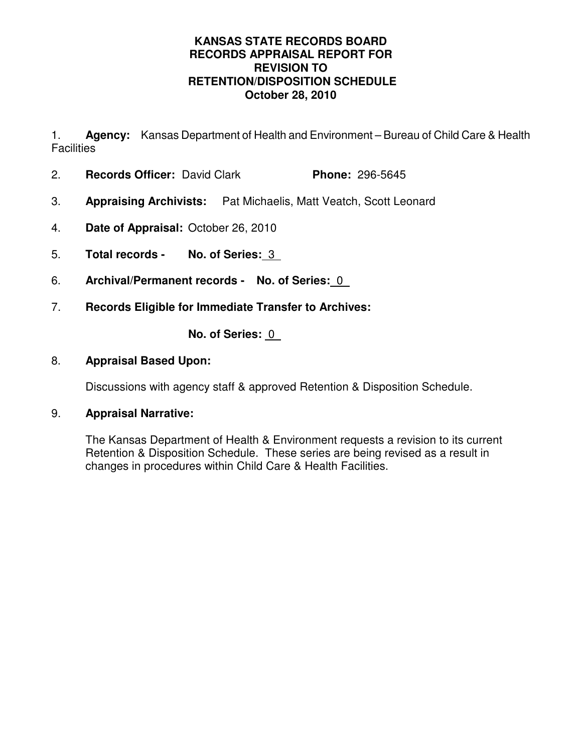# KANSAS STATE RECORDS BOARD
# RECORDS APPRAISAL REPORT FOR
# REVISION TO
# RETENTION/DISPOSITION SCHEDULE
# October 28, 2010

1. **Agency:** Kansas Department of Health and Environment – Bureau of Child Care & Health Facilities

2. **Records Officer:** David Clark **Phone:** 296-5645

3. **Appraising Archivists:** Pat Michaelis, Matt Veatch, Scott Leonard

4. **Date of Appraisal:** October 26, 2010

5. **Total records - No. of Series:** 3

6. **Archival/Permanent records - No. of Series:** 0

7. **Records Eligible for Immediate Transfer to Archives:**

   **No. of Series:** 0

8. **Appraisal Based Upon:**

   Discussions with agency staff & approved Retention & Disposition Schedule.

9. **Appraisal Narrative:**

   The Kansas Department of Health & Environment requests a revision to its current Retention & Disposition Schedule. These series are being revised as a result in changes in procedures within Child Care & Health Facilities.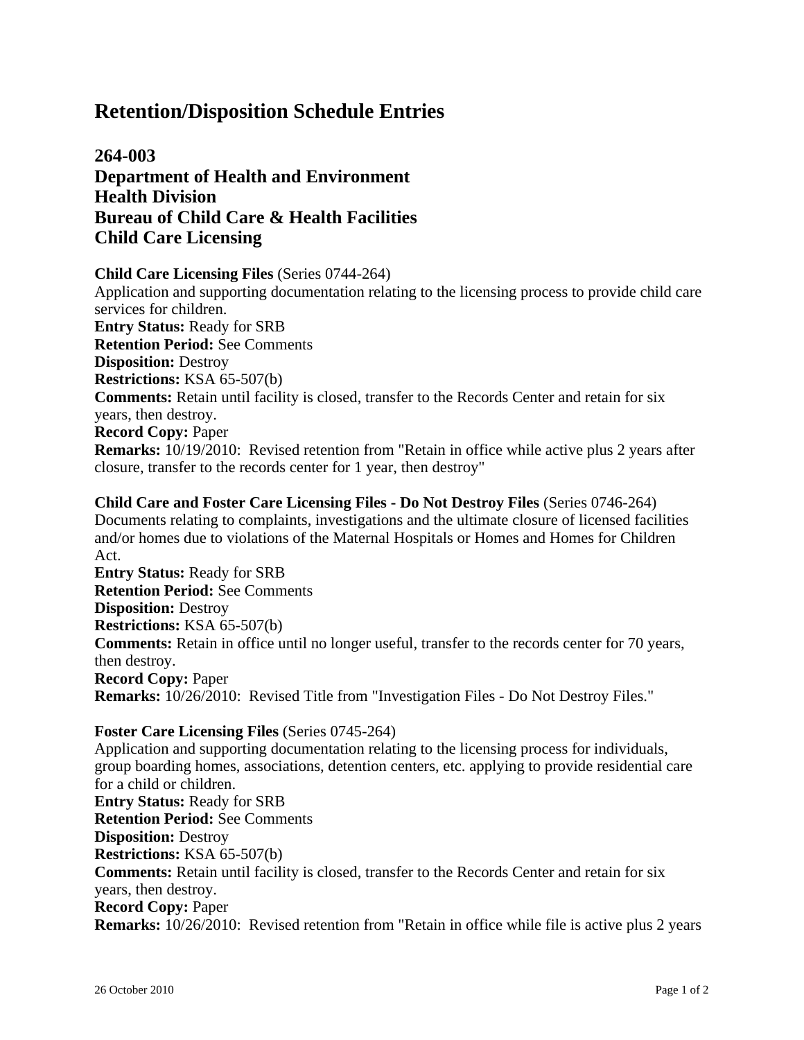# Retention/Disposition Schedule Entries

## 264-003
## Department of Health and Environment
## Health Division
## Bureau of Child Care & Health Facilities
## Child Care Licensing

**Child Care Licensing Files** (Series 0744-264)
Application and supporting documentation relating to the licensing process to provide child care services for children.
**Entry Status:** Ready for SRB
**Retention Period:** See Comments
**Disposition:** Destroy
**Restrictions:** KSA 65-507(b)
**Comments:** Retain until facility is closed, transfer to the Records Center and retain for six years, then destroy.
**Record Copy:** Paper
**Remarks:** 10/19/2010: Revised retention from "Retain in office while active plus 2 years after closure, transfer to the records center for 1 year, then destroy"

**Child Care and Foster Care Licensing Files - Do Not Destroy Files** (Series 0746-264)
Documents relating to complaints, investigations and the ultimate closure of licensed facilities and/or homes due to violations of the Maternal Hospitals or Homes and Homes for Children Act.
**Entry Status:** Ready for SRB
**Retention Period:** See Comments
**Disposition:** Destroy
**Restrictions:** KSA 65-507(b)
**Comments:** Retain in office until no longer useful, transfer to the records center for 70 years, then destroy.
**Record Copy:** Paper
**Remarks:** 10/26/2010: Revised Title from "Investigation Files - Do Not Destroy Files."

**Foster Care Licensing Files** (Series 0745-264)
Application and supporting documentation relating to the licensing process for individuals, group boarding homes, associations, detention centers, etc. applying to provide residential care for a child or children.
**Entry Status:** Ready for SRB
**Retention Period:** See Comments
**Disposition:** Destroy
**Restrictions:** KSA 65-507(b)
**Comments:** Retain until facility is closed, transfer to the Records Center and retain for six years, then destroy.
**Record Copy:** Paper
**Remarks:** 10/26/2010: Revised retention from "Retain in office while file is active plus 2 years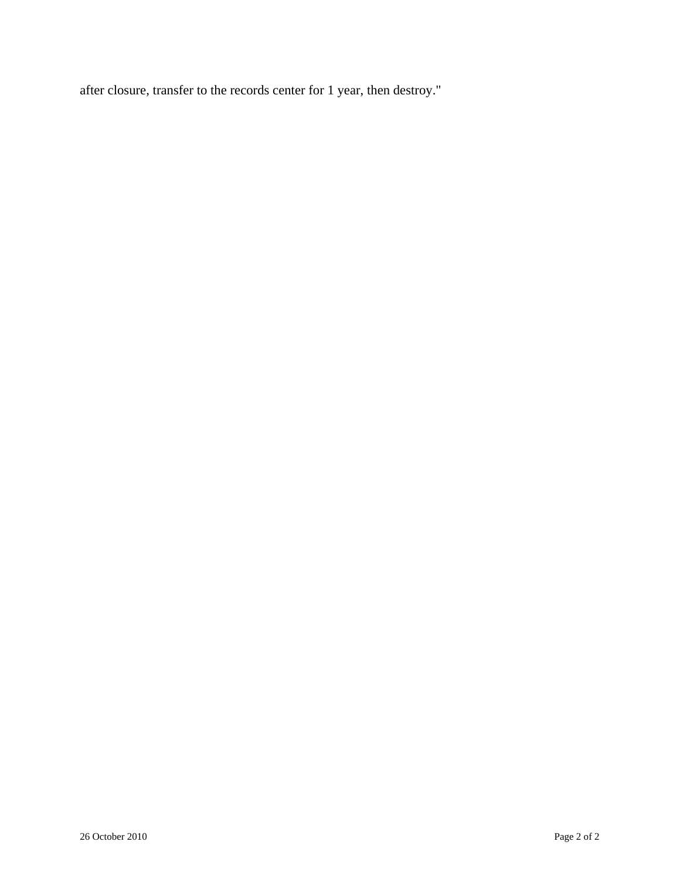after closure, transfer to the records center for 1 year, then destroy."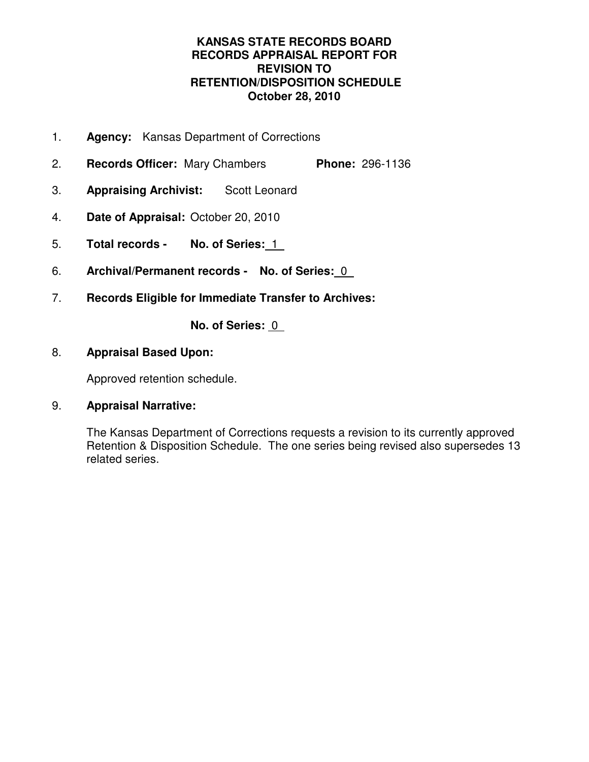# KANSAS STATE RECORDS BOARD
# RECORDS APPRAISAL REPORT FOR
# REVISION TO
# RETENTION/DISPOSITION SCHEDULE
# October 28, 2010

1. **Agency:** Kansas Department of Corrections

2. **Records Officer:** Mary Chambers **Phone:** 296-1136

3. **Appraising Archivist:** Scott Leonard

4. **Date of Appraisal:** October 20, 2010

5. **Total records - No. of Series:** 1

6. **Archival/Permanent records - No. of Series:** 0

7. **Records Eligible for Immediate Transfer to Archives:**

   **No. of Series:** 0

8. **Appraisal Based Upon:**

   Approved retention schedule.

9. **Appraisal Narrative:**

   The Kansas Department of Corrections requests a revision to its currently approved Retention & Disposition Schedule. The one series being revised also supersedes 13 related series.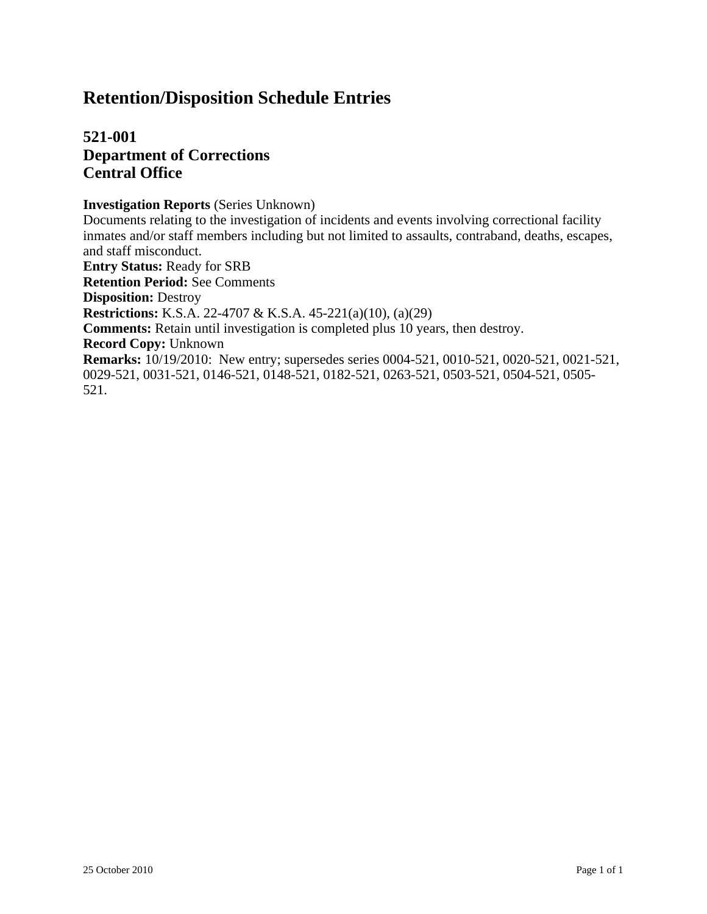# Retention/Disposition Schedule Entries

## 521-001
## Department of Corrections
## Central Office

**Investigation Reports** (Series Unknown)
Documents relating to the investigation of incidents and events involving correctional facility inmates and/or staff members including but not limited to assaults, contraband, deaths, escapes, and staff misconduct.
**Entry Status:** Ready for SRB
**Retention Period:** See Comments
**Disposition:** Destroy
**Restrictions:** K.S.A. 22-4707 & K.S.A. 45-221(a)(10), (a)(29)
**Comments:** Retain until investigation is completed plus 10 years, then destroy.
**Record Copy:** Unknown
**Remarks:** 10/19/2010: New entry; supersedes series 0004-521, 0010-521, 0020-521, 0021-521, 0029-521, 0031-521, 0146-521, 0148-521, 0182-521, 0263-521, 0503-521, 0504-521, 0505-521.

25 October 2010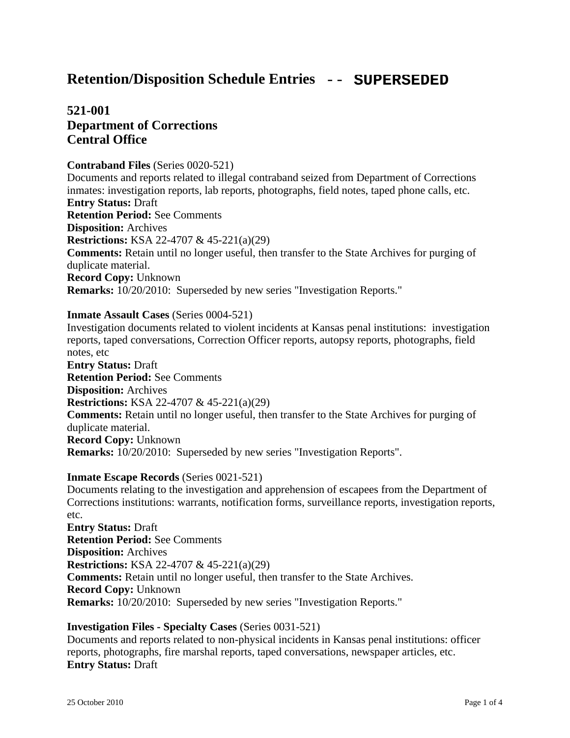# Retention/Disposition Schedule Entries -- SUPERSEDED

## 521-001
## Department of Corrections
## Central Office

**Contraband Files** (Series 0020-521)
Documents and reports related to illegal contraband seized from Department of Corrections inmates: investigation reports, lab reports, photographs, field notes, taped phone calls, etc.
**Entry Status:** Draft
**Retention Period:** See Comments
**Disposition:** Archives
**Restrictions:** KSA 22-4707 & 45-221(a)(29)
**Comments:** Retain until no longer useful, then transfer to the State Archives for purging of duplicate material.
**Record Copy:** Unknown
**Remarks:** 10/20/2010: Superseded by new series "Investigation Reports."

**Inmate Assault Cases** (Series 0004-521)
Investigation documents related to violent incidents at Kansas penal institutions: investigation reports, taped conversations, Correction Officer reports, autopsy reports, photographs, field notes, etc
**Entry Status:** Draft
**Retention Period:** See Comments
**Disposition:** Archives
**Restrictions:** KSA 22-4707 & 45-221(a)(29)
**Comments:** Retain until no longer useful, then transfer to the State Archives for purging of duplicate material.
**Record Copy:** Unknown
**Remarks:** 10/20/2010: Superseded by new series "Investigation Reports".

**Inmate Escape Records** (Series 0021-521)
Documents relating to the investigation and apprehension of escapees from the Department of Corrections institutions: warrants, notification forms, surveillance reports, investigation reports, etc.
**Entry Status:** Draft
**Retention Period:** See Comments
**Disposition:** Archives
**Restrictions:** KSA 22-4707 & 45-221(a)(29)
**Comments:** Retain until no longer useful, then transfer to the State Archives.
**Record Copy:** Unknown
**Remarks:** 10/20/2010: Superseded by new series "Investigation Reports."

**Investigation Files - Specialty Cases** (Series 0031-521)
Documents and reports related to non-physical incidents in Kansas penal institutions: officer reports, photographs, fire marshal reports, taped conversations, newspaper articles, etc.
**Entry Status:** Draft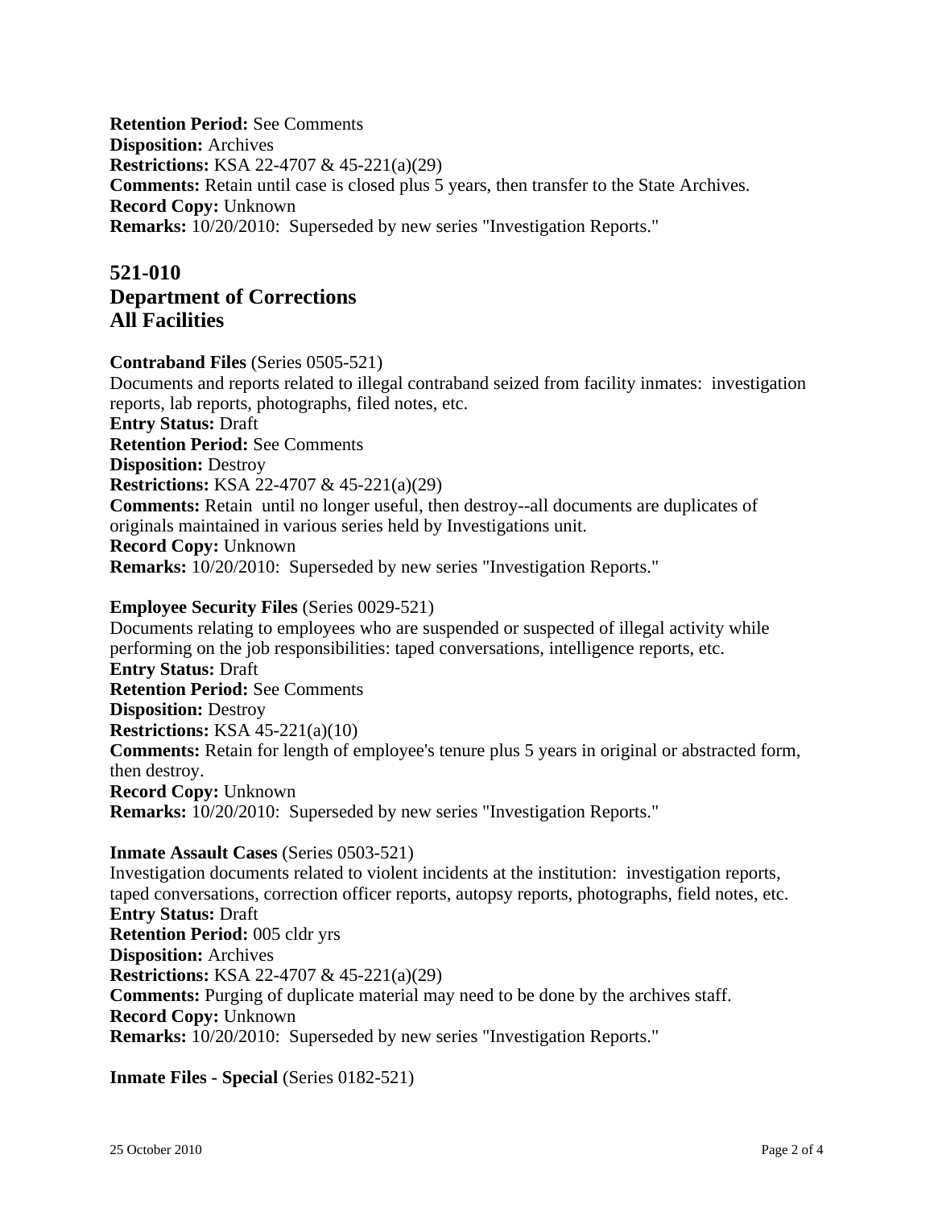**Retention Period:** See Comments
**Disposition:** Archives
**Restrictions:** KSA 22-4707 & 45-221(a)(29)
**Comments:** Retain until case is closed plus 5 years, then transfer to the State Archives.
**Record Copy:** Unknown
**Remarks:** 10/20/2010: Superseded by new series "Investigation Reports."

## 521-010
## Department of Corrections
## All Facilities

**Contraband Files** (Series 0505-521)
Documents and reports related to illegal contraband seized from facility inmates: investigation reports, lab reports, photographs, filed notes, etc.
**Entry Status:** Draft
**Retention Period:** See Comments
**Disposition:** Destroy
**Restrictions:** KSA 22-4707 & 45-221(a)(29)
**Comments:** Retain until no longer useful, then destroy--all documents are duplicates of originals maintained in various series held by Investigations unit.
**Record Copy:** Unknown
**Remarks:** 10/20/2010: Superseded by new series "Investigation Reports."

**Employee Security Files** (Series 0029-521)
Documents relating to employees who are suspended or suspected of illegal activity while performing on the job responsibilities: taped conversations, intelligence reports, etc.
**Entry Status:** Draft
**Retention Period:** See Comments
**Disposition:** Destroy
**Restrictions:** KSA 45-221(a)(10)
**Comments:** Retain for length of employee's tenure plus 5 years in original or abstracted form, then destroy.
**Record Copy:** Unknown
**Remarks:** 10/20/2010: Superseded by new series "Investigation Reports."

**Inmate Assault Cases** (Series 0503-521)
Investigation documents related to violent incidents at the institution: investigation reports, taped conversations, correction officer reports, autopsy reports, photographs, field notes, etc.
**Entry Status:** Draft
**Retention Period:** 005 cldr yrs
**Disposition:** Archives
**Restrictions:** KSA 22-4707 & 45-221(a)(29)
**Comments:** Purging of duplicate material may need to be done by the archives staff.
**Record Copy:** Unknown
**Remarks:** 10/20/2010: Superseded by new series "Investigation Reports."

**Inmate Files - Special** (Series 0182-521)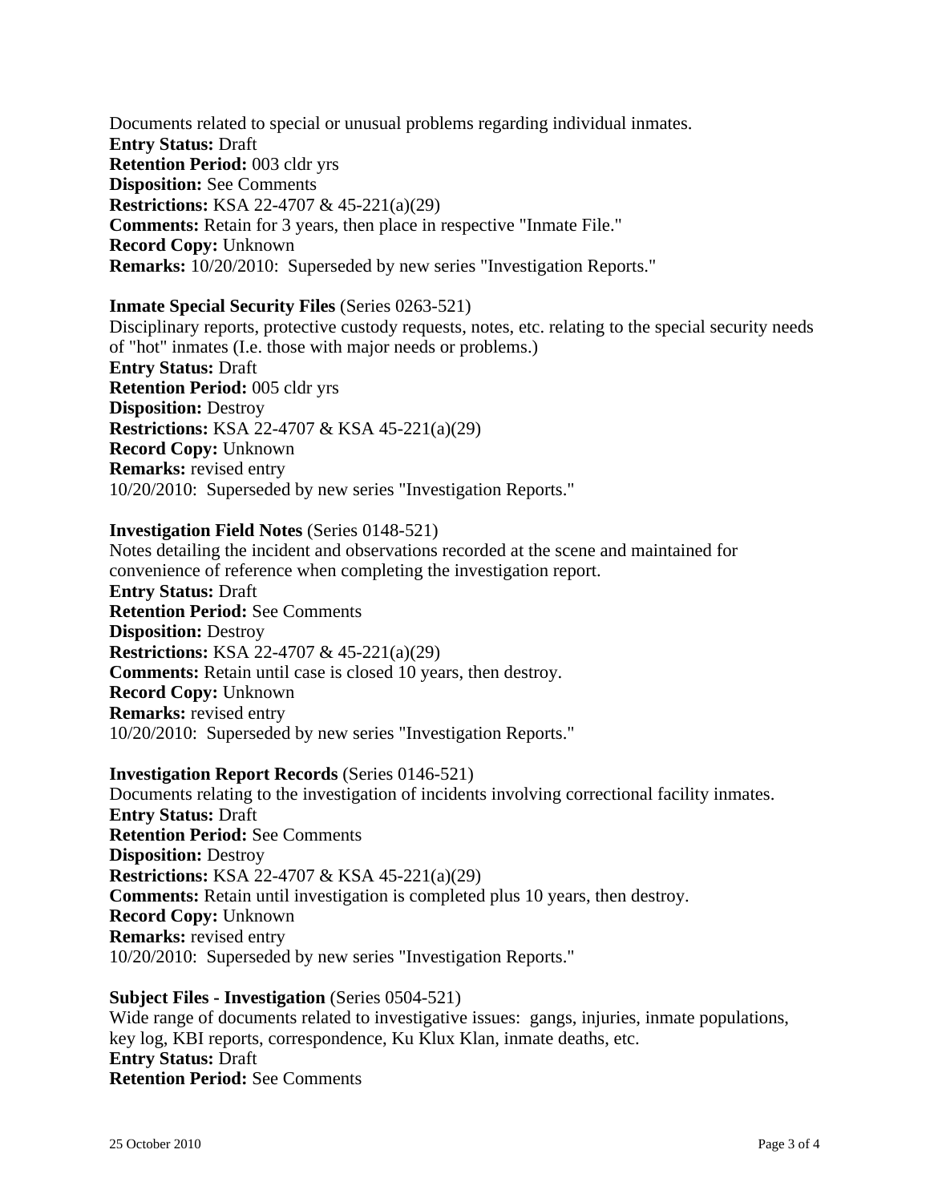Documents related to special or unusual problems regarding individual inmates.
**Entry Status:** Draft
**Retention Period:** 003 cldr yrs
**Disposition:** See Comments
**Restrictions:** KSA 22-4707 & 45-221(a)(29)
**Comments:** Retain for 3 years, then place in respective "Inmate File."
**Record Copy:** Unknown
**Remarks:** 10/20/2010: Superseded by new series "Investigation Reports."

**Inmate Special Security Files** (Series 0263-521)
Disciplinary reports, protective custody requests, notes, etc. relating to the special security needs of "hot" inmates (I.e. those with major needs or problems.)
**Entry Status:** Draft
**Retention Period:** 005 cldr yrs
**Disposition:** Destroy
**Restrictions:** KSA 22-4707 & KSA 45-221(a)(29)
**Record Copy:** Unknown
**Remarks:** revised entry
10/20/2010: Superseded by new series "Investigation Reports."

**Investigation Field Notes** (Series 0148-521)
Notes detailing the incident and observations recorded at the scene and maintained for convenience of reference when completing the investigation report.
**Entry Status:** Draft
**Retention Period:** See Comments
**Disposition:** Destroy
**Restrictions:** KSA 22-4707 & 45-221(a)(29)
**Comments:** Retain until case is closed 10 years, then destroy.
**Record Copy:** Unknown
**Remarks:** revised entry
10/20/2010: Superseded by new series "Investigation Reports."

**Investigation Report Records** (Series 0146-521)
Documents relating to the investigation of incidents involving correctional facility inmates.
**Entry Status:** Draft
**Retention Period:** See Comments
**Disposition:** Destroy
**Restrictions:** KSA 22-4707 & KSA 45-221(a)(29)
**Comments:** Retain until investigation is completed plus 10 years, then destroy.
**Record Copy:** Unknown
**Remarks:** revised entry
10/20/2010: Superseded by new series "Investigation Reports."

**Subject Files - Investigation** (Series 0504-521)
Wide range of documents related to investigative issues: gangs, injuries, inmate populations, key log, KBI reports, correspondence, Ku Klux Klan, inmate deaths, etc.
**Entry Status:** Draft
**Retention Period:** See Comments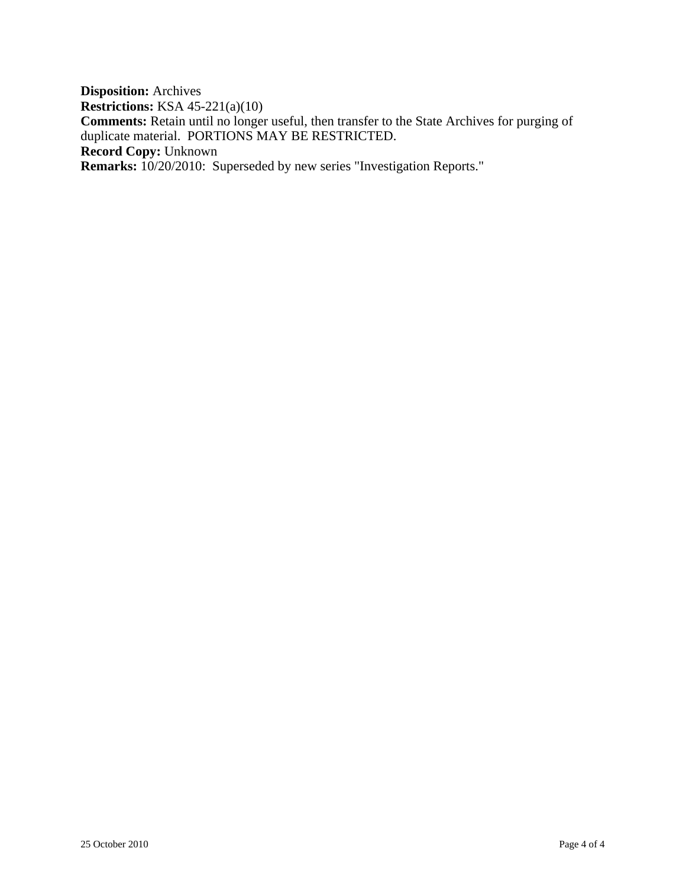**Disposition:** Archives
**Restrictions:** KSA 45-221(a)(10)
**Comments:** Retain until no longer useful, then transfer to the State Archives for purging of duplicate material. PORTIONS MAY BE RESTRICTED.
**Record Copy:** Unknown
**Remarks:** 10/20/2010: Superseded by new series "Investigation Reports."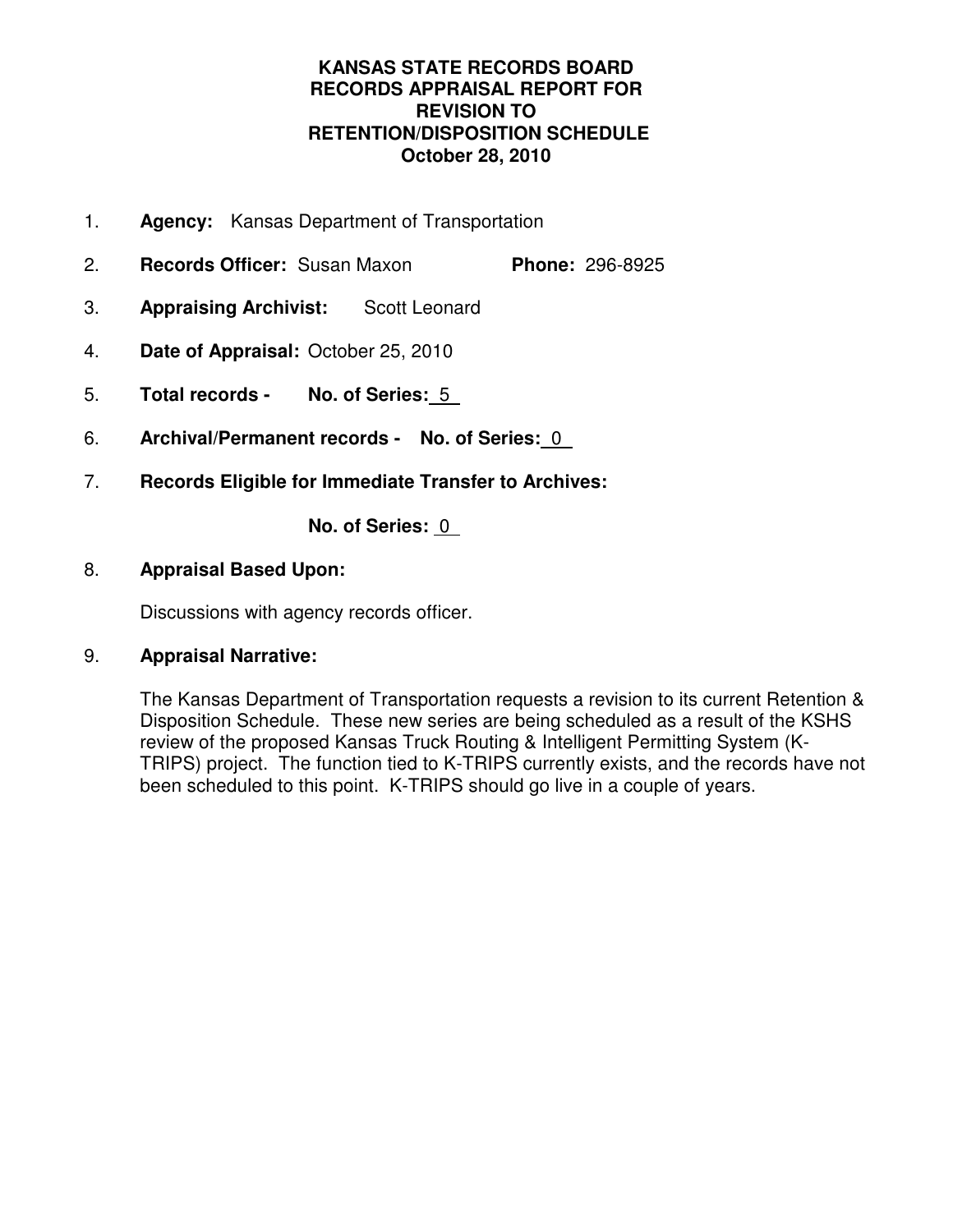# KANSAS STATE RECORDS BOARD
# RECORDS APPRAISAL REPORT FOR
# REVISION TO
# RETENTION/DISPOSITION SCHEDULE
# October 28, 2010

1. **Agency:** Kansas Department of Transportation

2. **Records Officer:** Susan Maxon **Phone:** 296-8925

3. **Appraising Archivist:** Scott Leonard

4. **Date of Appraisal:** October 25, 2010

5. **Total records - No. of Series:** 5

6. **Archival/Permanent records - No. of Series:** 0

7. **Records Eligible for Immediate Transfer to Archives:**

   **No. of Series:** 0

8. **Appraisal Based Upon:**

   Discussions with agency records officer.

9. **Appraisal Narrative:**

   The Kansas Department of Transportation requests a revision to its current Retention & Disposition Schedule. These new series are being scheduled as a result of the KSHS review of the proposed Kansas Truck Routing & Intelligent Permitting System (K-TRIPS) project. The function tied to K-TRIPS currently exists, and the records have not been scheduled to this point. K-TRIPS should go live in a couple of years.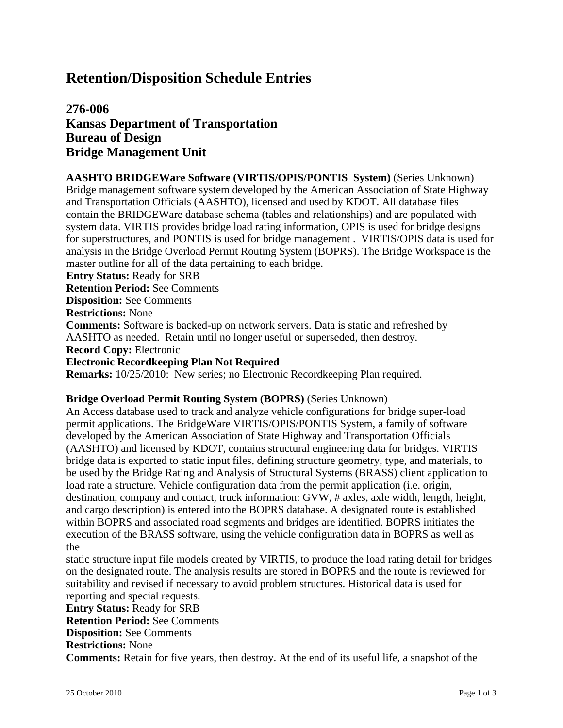# Retention/Disposition Schedule Entries

## 276-006
## Kansas Department of Transportation
## Bureau of Design
## Bridge Management Unit

**AASHTO BRIDGEWare Software (VIRTIS/OPIS/PONTIS System)** (Series Unknown)
Bridge management software system developed by the American Association of State Highway and Transportation Officials (AASHTO), licensed and used by KDOT. All database files contain the BRIDGEWare database schema (tables and relationships) and are populated with system data. VIRTIS provides bridge load rating information, OPIS is used for bridge designs for superstructures, and PONTIS is used for bridge management . VIRTIS/OPIS data is used for analysis in the Bridge Overload Permit Routing System (BOPRS). The Bridge Workspace is the master outline for all of the data pertaining to each bridge.
**Entry Status:** Ready for SRB
**Retention Period:** See Comments
**Disposition:** See Comments
**Restrictions:** None
**Comments:** Software is backed-up on network servers. Data is static and refreshed by AASHTO as needed. Retain until no longer useful or superseded, then destroy.
**Record Copy:** Electronic
**Electronic Recordkeeping Plan Not Required**
**Remarks:** 10/25/2010: New series; no Electronic Recordkeeping Plan required.

**Bridge Overload Permit Routing System (BOPRS)** (Series Unknown)
An Access database used to track and analyze vehicle configurations for bridge super-load permit applications. The BridgeWare VIRTIS/OPIS/PONTIS System, a family of software developed by the American Association of State Highway and Transportation Officials (AASHTO) and licensed by KDOT, contains structural engineering data for bridges. VIRTIS bridge data is exported to static input files, defining structure geometry, type, and materials, to be used by the Bridge Rating and Analysis of Structural Systems (BRASS) client application to load rate a structure. Vehicle configuration data from the permit application (i.e. origin, destination, company and contact, truck information: GVW, # axles, axle width, length, height, and cargo description) is entered into the BOPRS database. A designated route is established within BOPRS and associated road segments and bridges are identified. BOPRS initiates the execution of the BRASS software, using the vehicle configuration data in BOPRS as well as the static structure input file models created by VIRTIS, to produce the load rating detail for bridges on the designated route. The analysis results are stored in BOPRS and the route is reviewed for suitability and revised if necessary to avoid problem structures. Historical data is used for reporting and special requests.
**Entry Status:** Ready for SRB
**Retention Period:** See Comments
**Disposition:** See Comments
**Restrictions:** None
**Comments:** Retain for five years, then destroy. At the end of its useful life, a snapshot of the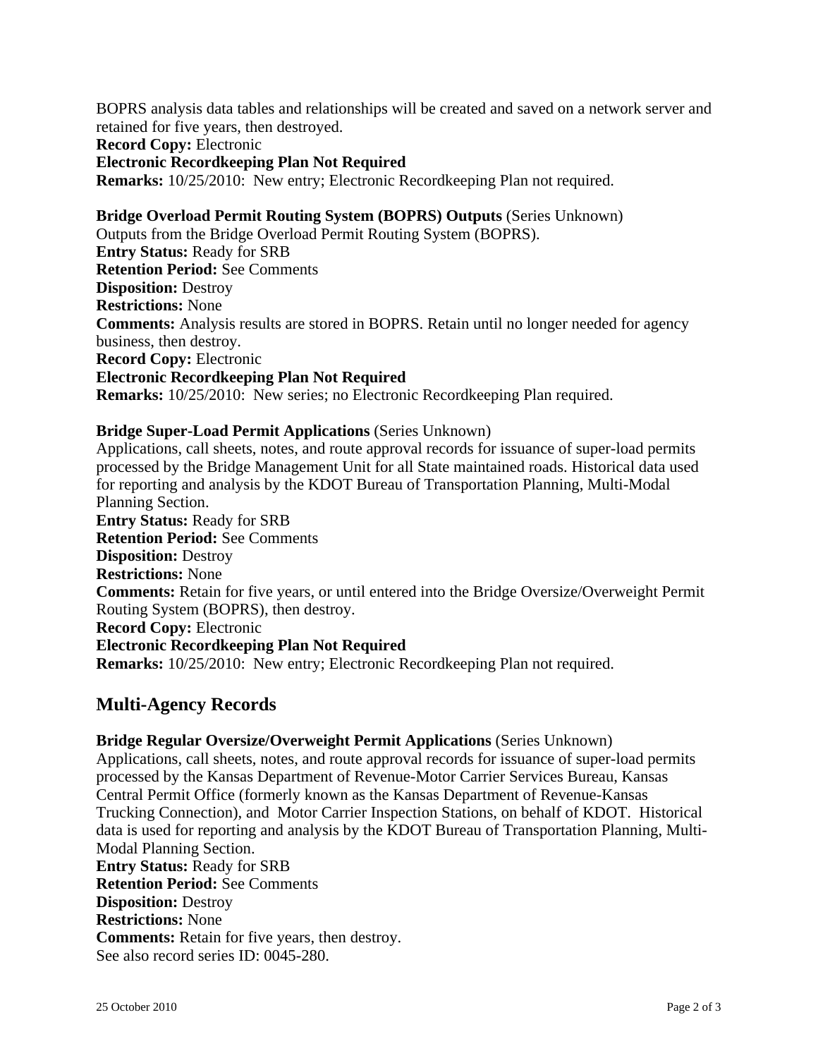BOPRS analysis data tables and relationships will be created and saved on a network server and retained for five years, then destroyed.
**Record Copy:** Electronic
**Electronic Recordkeeping Plan Not Required**
**Remarks:** 10/25/2010: New entry; Electronic Recordkeeping Plan not required.

**Bridge Overload Permit Routing System (BOPRS) Outputs** (Series Unknown)
Outputs from the Bridge Overload Permit Routing System (BOPRS).
**Entry Status:** Ready for SRB
**Retention Period:** See Comments
**Disposition:** Destroy
**Restrictions:** None
**Comments:** Analysis results are stored in BOPRS. Retain until no longer needed for agency business, then destroy.
**Record Copy:** Electronic
**Electronic Recordkeeping Plan Not Required**
**Remarks:** 10/25/2010: New series; no Electronic Recordkeeping Plan required.

**Bridge Super-Load Permit Applications** (Series Unknown)
Applications, call sheets, notes, and route approval records for issuance of super-load permits processed by the Bridge Management Unit for all State maintained roads. Historical data used for reporting and analysis by the KDOT Bureau of Transportation Planning, Multi-Modal Planning Section.
**Entry Status:** Ready for SRB
**Retention Period:** See Comments
**Disposition:** Destroy
**Restrictions:** None
**Comments:** Retain for five years, or until entered into the Bridge Oversize/Overweight Permit Routing System (BOPRS), then destroy.
**Record Copy:** Electronic
**Electronic Recordkeeping Plan Not Required**
**Remarks:** 10/25/2010: New entry; Electronic Recordkeeping Plan not required.

## Multi-Agency Records

**Bridge Regular Oversize/Overweight Permit Applications** (Series Unknown)
Applications, call sheets, notes, and route approval records for issuance of super-load permits processed by the Kansas Department of Revenue-Motor Carrier Services Bureau, Kansas Central Permit Office (formerly known as the Kansas Department of Revenue-Kansas Trucking Connection), and Motor Carrier Inspection Stations, on behalf of KDOT. Historical data is used for reporting and analysis by the KDOT Bureau of Transportation Planning, Multi-Modal Planning Section.
**Entry Status:** Ready for SRB
**Retention Period:** See Comments
**Disposition:** Destroy
**Restrictions:** None
**Comments:** Retain for five years, then destroy.
See also record series ID: 0045-280.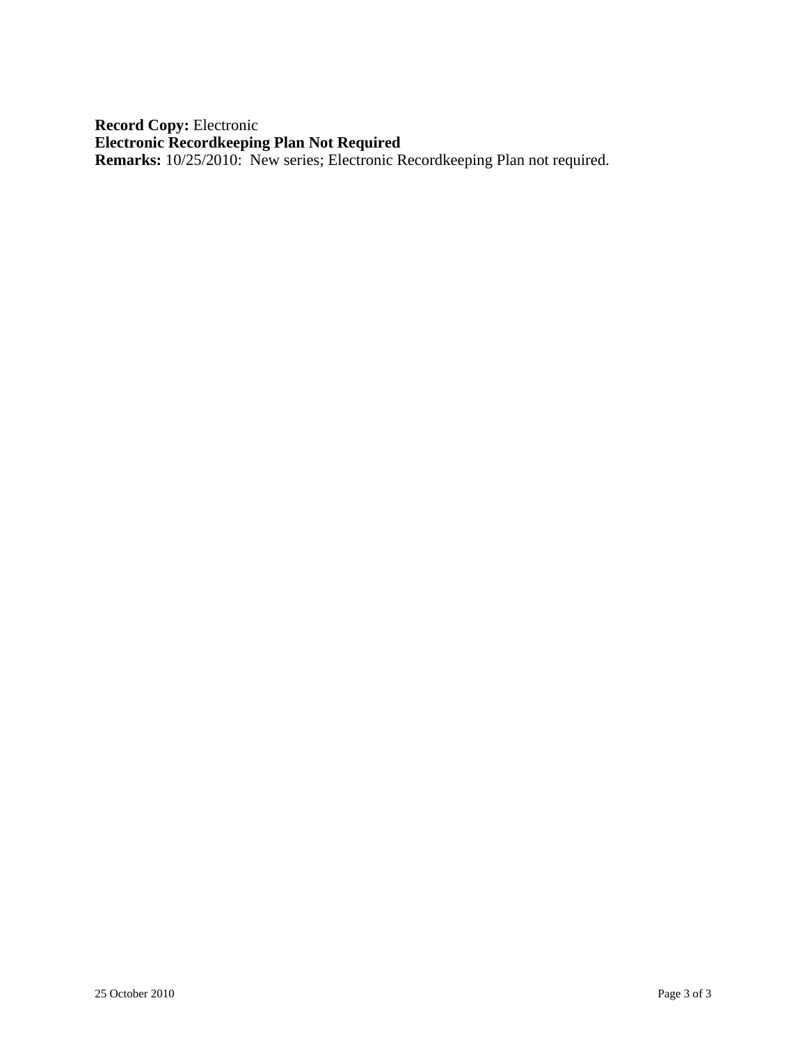**Record Copy:** Electronic
**Electronic Recordkeeping Plan Not Required**
**Remarks:** 10/25/2010: New series; Electronic Recordkeeping Plan not required.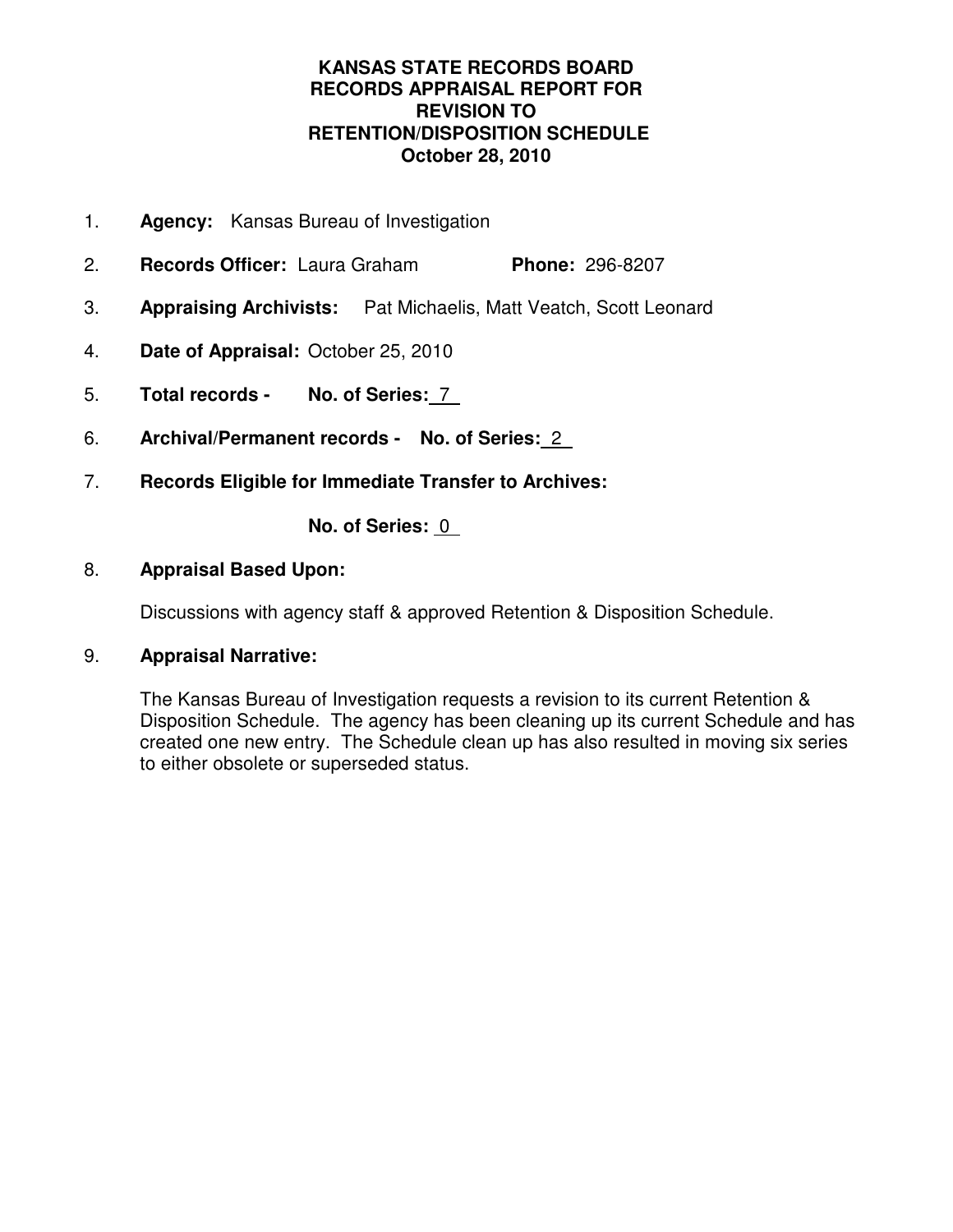# KANSAS STATE RECORDS BOARD
# RECORDS APPRAISAL REPORT FOR
# REVISION TO
# RETENTION/DISPOSITION SCHEDULE
# October 28, 2010

1. **Agency:** Kansas Bureau of Investigation

2. **Records Officer:** Laura Graham **Phone:** 296-8207

3. **Appraising Archivists:** Pat Michaelis, Matt Veatch, Scott Leonard

4. **Date of Appraisal:** October 25, 2010

5. **Total records - No. of Series:** 7

6. **Archival/Permanent records - No. of Series:** 2

7. **Records Eligible for Immediate Transfer to Archives:**

   **No. of Series:** 0

8. **Appraisal Based Upon:**

   Discussions with agency staff & approved Retention & Disposition Schedule.

9. **Appraisal Narrative:**

   The Kansas Bureau of Investigation requests a revision to its current Retention & Disposition Schedule. The agency has been cleaning up its current Schedule and has created one new entry. The Schedule clean up has also resulted in moving six series to either obsolete or superseded status.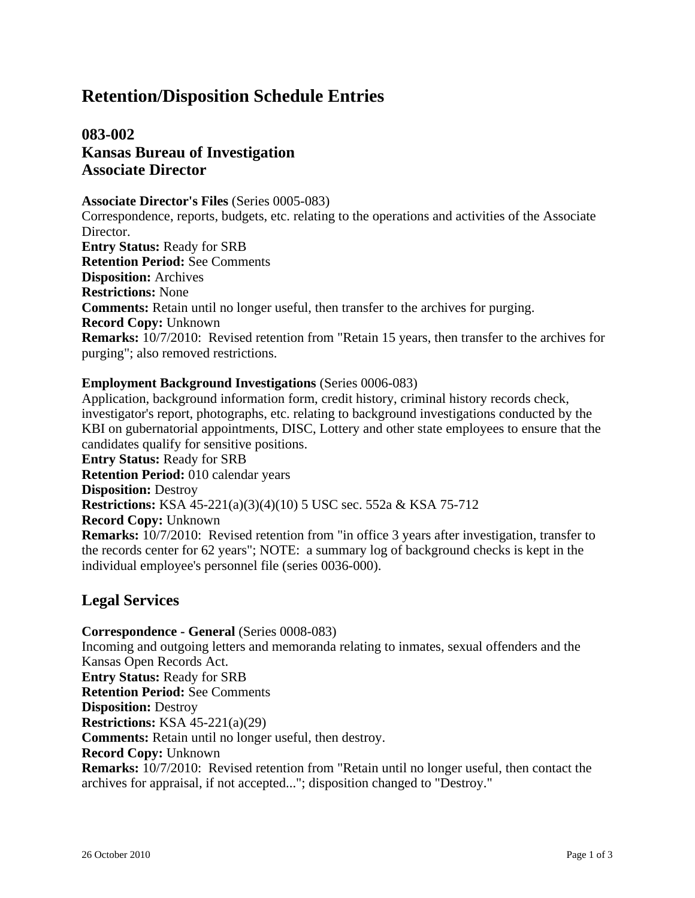# Retention/Disposition Schedule Entries

## 083-002
## Kansas Bureau of Investigation
## Associate Director

**Associate Director's Files** (Series 0005-083)
Correspondence, reports, budgets, etc. relating to the operations and activities of the Associate Director.
**Entry Status:** Ready for SRB
**Retention Period:** See Comments
**Disposition:** Archives
**Restrictions:** None
**Comments:** Retain until no longer useful, then transfer to the archives for purging.
**Record Copy:** Unknown
**Remarks:** 10/7/2010: Revised retention from "Retain 15 years, then transfer to the archives for purging"; also removed restrictions.

**Employment Background Investigations** (Series 0006-083)
Application, background information form, credit history, criminal history records check, investigator's report, photographs, etc. relating to background investigations conducted by the KBI on gubernatorial appointments, DISC, Lottery and other state employees to ensure that the candidates qualify for sensitive positions.
**Entry Status:** Ready for SRB
**Retention Period:** 010 calendar years
**Disposition:** Destroy
**Restrictions:** KSA 45-221(a)(3)(4)(10) 5 USC sec. 552a & KSA 75-712
**Record Copy:** Unknown
**Remarks:** 10/7/2010: Revised retention from "in office 3 years after investigation, transfer to the records center for 62 years"; NOTE: a summary log of background checks is kept in the individual employee's personnel file (series 0036-000).

## Legal Services

**Correspondence - General** (Series 0008-083)
Incoming and outgoing letters and memoranda relating to inmates, sexual offenders and the Kansas Open Records Act.
**Entry Status:** Ready for SRB
**Retention Period:** See Comments
**Disposition:** Destroy
**Restrictions:** KSA 45-221(a)(29)
**Comments:** Retain until no longer useful, then destroy.
**Record Copy:** Unknown
**Remarks:** 10/7/2010: Revised retention from "Retain until no longer useful, then contact the archives for appraisal, if not accepted..."; disposition changed to "Destroy."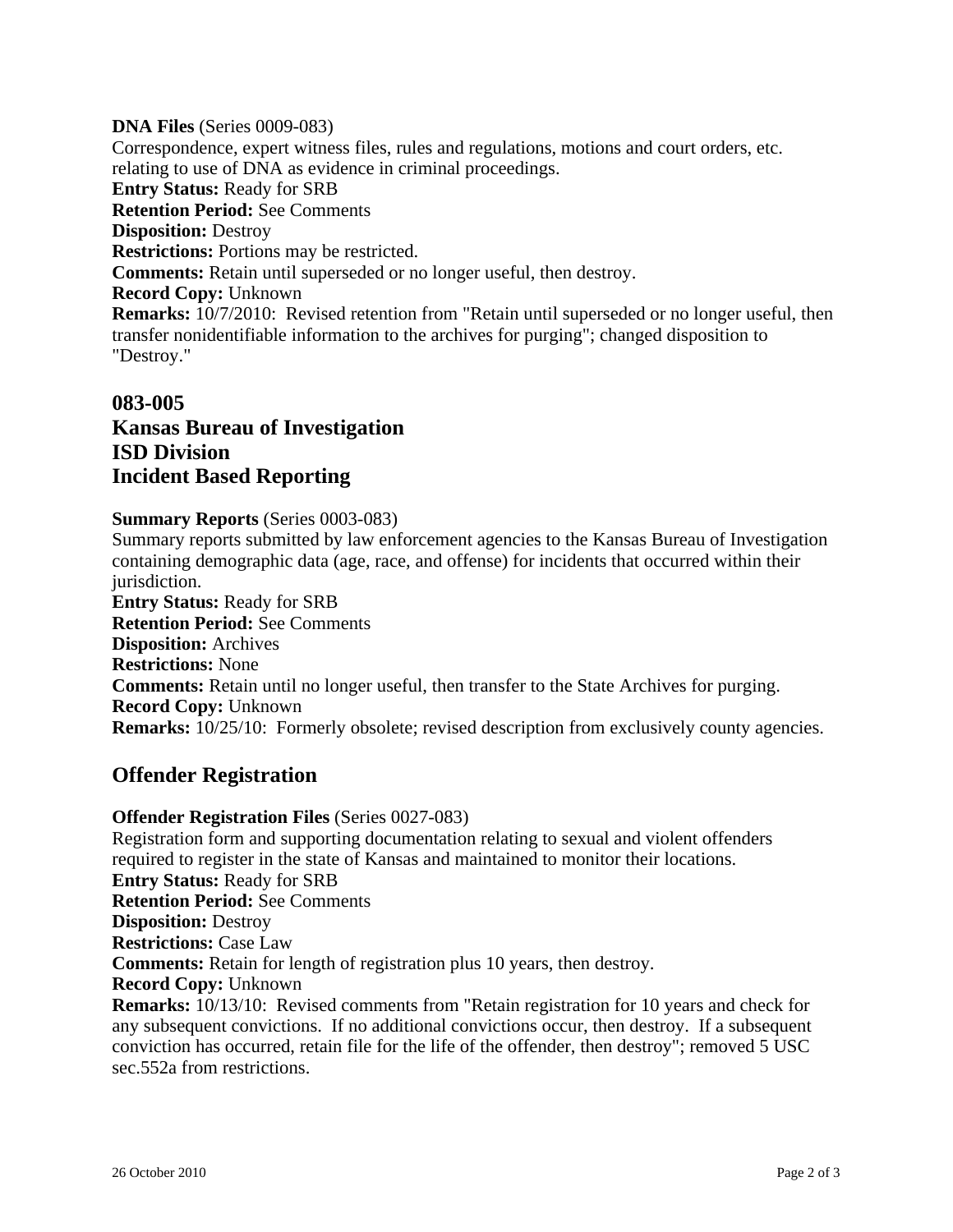**DNA Files** (Series 0009-083)
Correspondence, expert witness files, rules and regulations, motions and court orders, etc. relating to use of DNA as evidence in criminal proceedings.
**Entry Status:** Ready for SRB
**Retention Period:** See Comments
**Disposition:** Destroy
**Restrictions:** Portions may be restricted.
**Comments:** Retain until superseded or no longer useful, then destroy.
**Record Copy:** Unknown
**Remarks:** 10/7/2010: Revised retention from "Retain until superseded or no longer useful, then transfer nonidentifiable information to the archives for purging"; changed disposition to "Destroy."

## 083-005
## Kansas Bureau of Investigation
## ISD Division
## Incident Based Reporting

**Summary Reports** (Series 0003-083)
Summary reports submitted by law enforcement agencies to the Kansas Bureau of Investigation containing demographic data (age, race, and offense) for incidents that occurred within their jurisdiction.
**Entry Status:** Ready for SRB
**Retention Period:** See Comments
**Disposition:** Archives
**Restrictions:** None
**Comments:** Retain until no longer useful, then transfer to the State Archives for purging.
**Record Copy:** Unknown
**Remarks:** 10/25/10: Formerly obsolete; revised description from exclusively county agencies.

## Offender Registration

**Offender Registration Files** (Series 0027-083)
Registration form and supporting documentation relating to sexual and violent offenders required to register in the state of Kansas and maintained to monitor their locations.
**Entry Status:** Ready for SRB
**Retention Period:** See Comments
**Disposition:** Destroy
**Restrictions:** Case Law
**Comments:** Retain for length of registration plus 10 years, then destroy.
**Record Copy:** Unknown
**Remarks:** 10/13/10: Revised comments from "Retain registration for 10 years and check for any subsequent convictions. If no additional convictions occur, then destroy. If a subsequent conviction has occurred, retain file for the life of the offender, then destroy"; removed 5 USC sec.552a from restrictions.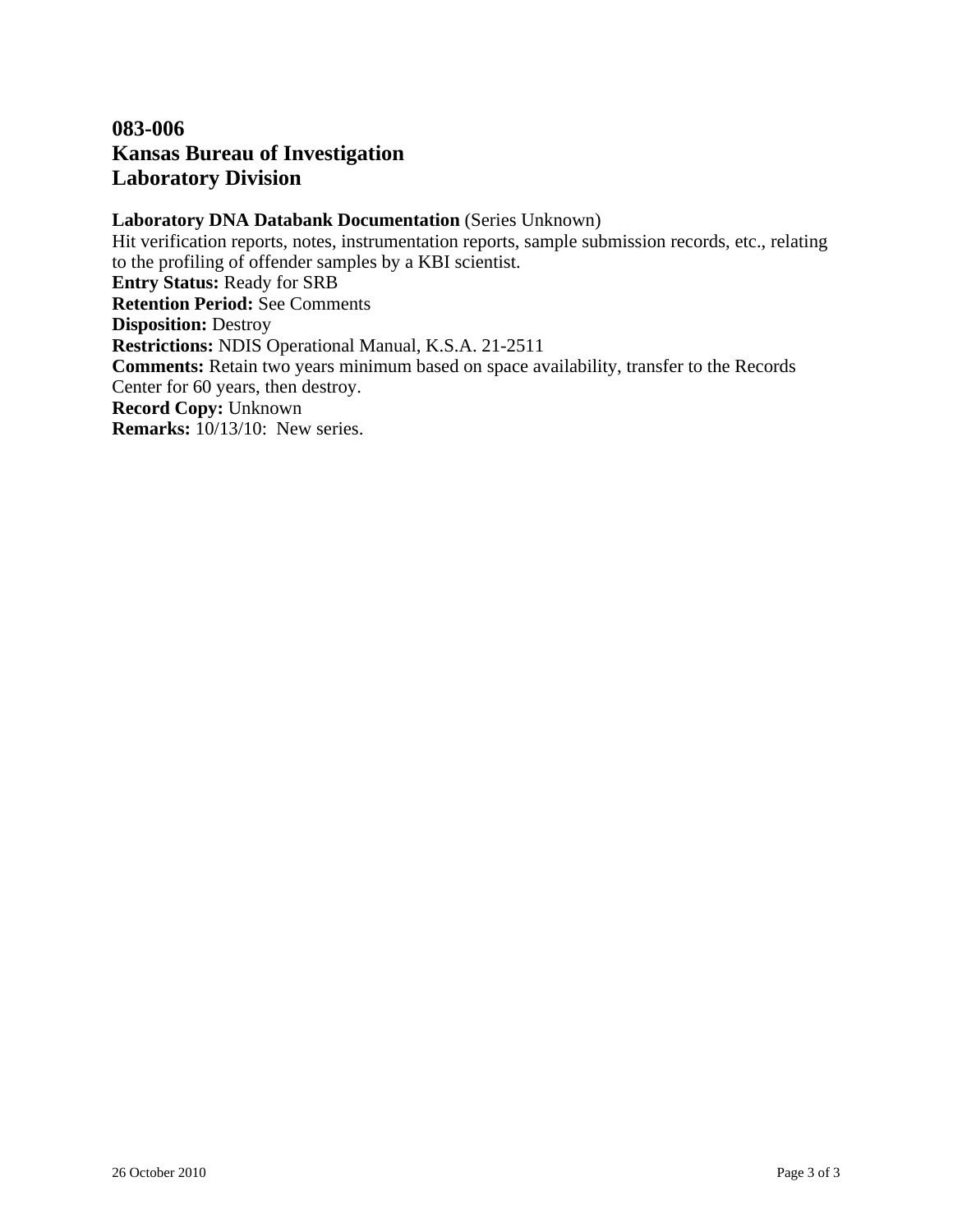## 083-006
## Kansas Bureau of Investigation
## Laboratory Division

**Laboratory DNA Databank Documentation** (Series Unknown)
Hit verification reports, notes, instrumentation reports, sample submission records, etc., relating to the profiling of offender samples by a KBI scientist.
**Entry Status:** Ready for SRB
**Retention Period:** See Comments
**Disposition:** Destroy
**Restrictions:** NDIS Operational Manual, K.S.A. 21-2511
**Comments:** Retain two years minimum based on space availability, transfer to the Records Center for 60 years, then destroy.
**Record Copy:** Unknown
**Remarks:** 10/13/10: New series.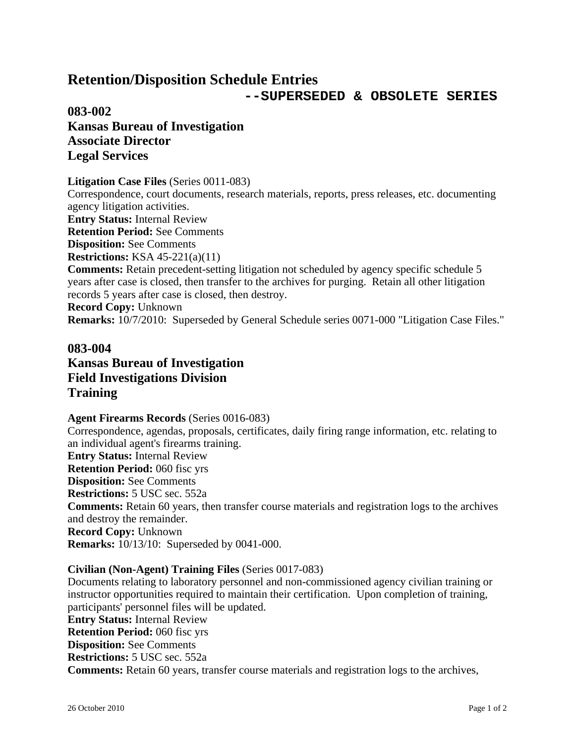# Retention/Disposition Schedule Entries

## --SUPERSEDED & OBSOLETE SERIES

## 083-002
## Kansas Bureau of Investigation
## Associate Director
## Legal Services

**Litigation Case Files** (Series 0011-083)
Correspondence, court documents, research materials, reports, press releases, etc. documenting agency litigation activities.
**Entry Status:** Internal Review
**Retention Period:** See Comments
**Disposition:** See Comments
**Restrictions:** KSA 45-221(a)(11)
**Comments:** Retain precedent-setting litigation not scheduled by agency specific schedule 5 years after case is closed, then transfer to the archives for purging. Retain all other litigation records 5 years after case is closed, then destroy.
**Record Copy:** Unknown
**Remarks:** 10/7/2010: Superseded by General Schedule series 0071-000 "Litigation Case Files."

## 083-004
## Kansas Bureau of Investigation
## Field Investigations Division
## Training

**Agent Firearms Records** (Series 0016-083)
Correspondence, agendas, proposals, certificates, daily firing range information, etc. relating to an individual agent's firearms training.
**Entry Status:** Internal Review
**Retention Period:** 060 fisc yrs
**Disposition:** See Comments
**Restrictions:** 5 USC sec. 552a
**Comments:** Retain 60 years, then transfer course materials and registration logs to the archives and destroy the remainder.
**Record Copy:** Unknown
**Remarks:** 10/13/10: Superseded by 0041-000.

**Civilian (Non-Agent) Training Files** (Series 0017-083)
Documents relating to laboratory personnel and non-commissioned agency civilian training or instructor opportunities required to maintain their certification. Upon completion of training, participants' personnel files will be updated.
**Entry Status:** Internal Review
**Retention Period:** 060 fisc yrs
**Disposition:** See Comments
**Restrictions:** 5 USC sec. 552a
**Comments:** Retain 60 years, transfer course materials and registration logs to the archives,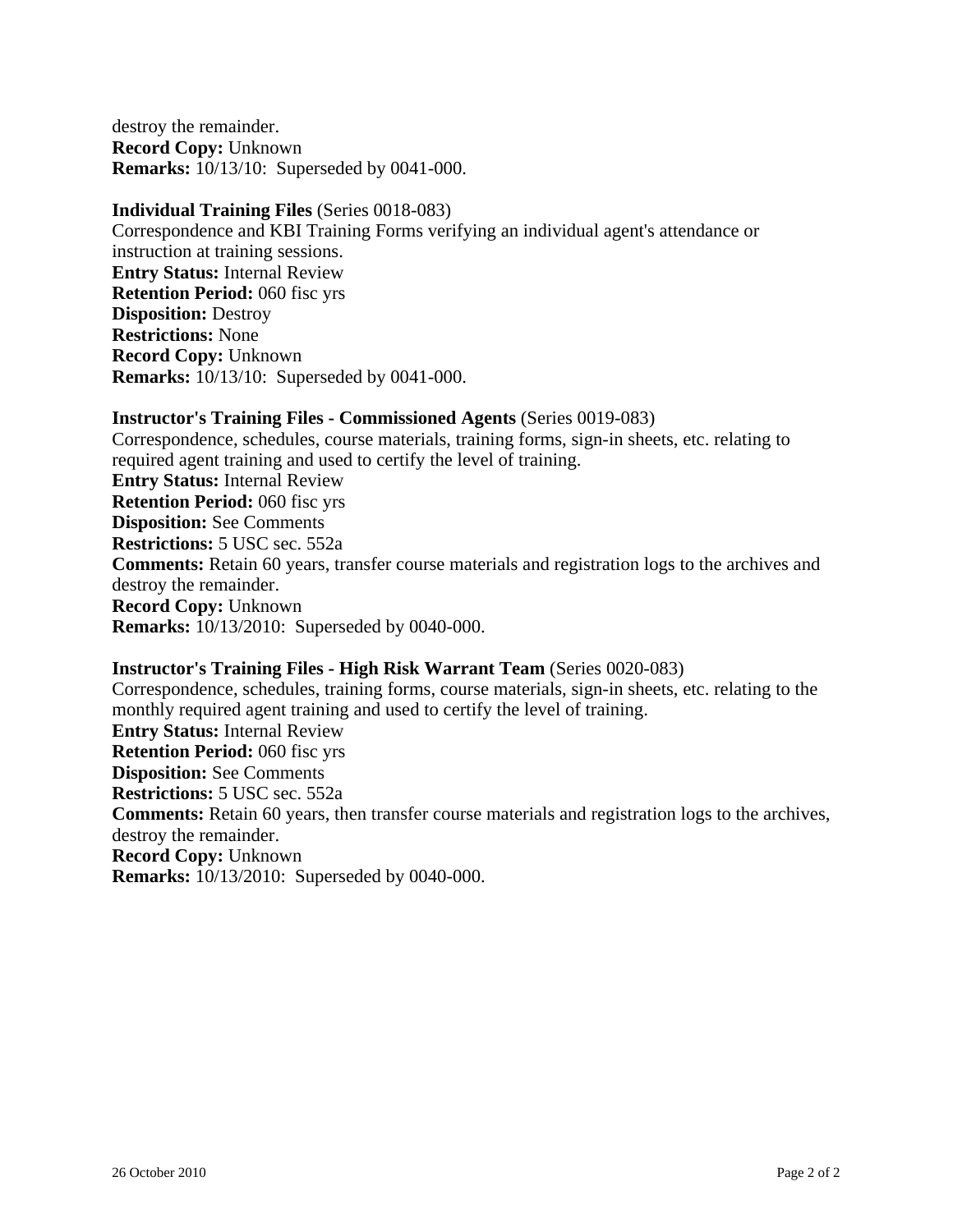destroy the remainder.
**Record Copy:** Unknown
**Remarks:** 10/13/10: Superseded by 0041-000.

**Individual Training Files** (Series 0018-083)
Correspondence and KBI Training Forms verifying an individual agent's attendance or instruction at training sessions.
**Entry Status:** Internal Review
**Retention Period:** 060 fisc yrs
**Disposition:** Destroy
**Restrictions:** None
**Record Copy:** Unknown
**Remarks:** 10/13/10: Superseded by 0041-000.

**Instructor's Training Files - Commissioned Agents** (Series 0019-083)
Correspondence, schedules, course materials, training forms, sign-in sheets, etc. relating to required agent training and used to certify the level of training.
**Entry Status:** Internal Review
**Retention Period:** 060 fisc yrs
**Disposition:** See Comments
**Restrictions:** 5 USC sec. 552a
**Comments:** Retain 60 years, transfer course materials and registration logs to the archives and destroy the remainder.
**Record Copy:** Unknown
**Remarks:** 10/13/2010: Superseded by 0040-000.

**Instructor's Training Files - High Risk Warrant Team** (Series 0020-083)
Correspondence, schedules, training forms, course materials, sign-in sheets, etc. relating to the monthly required agent training and used to certify the level of training.
**Entry Status:** Internal Review
**Retention Period:** 060 fisc yrs
**Disposition:** See Comments
**Restrictions:** 5 USC sec. 552a
**Comments:** Retain 60 years, then transfer course materials and registration logs to the archives, destroy the remainder.
**Record Copy:** Unknown
**Remarks:** 10/13/2010: Superseded by 0040-000.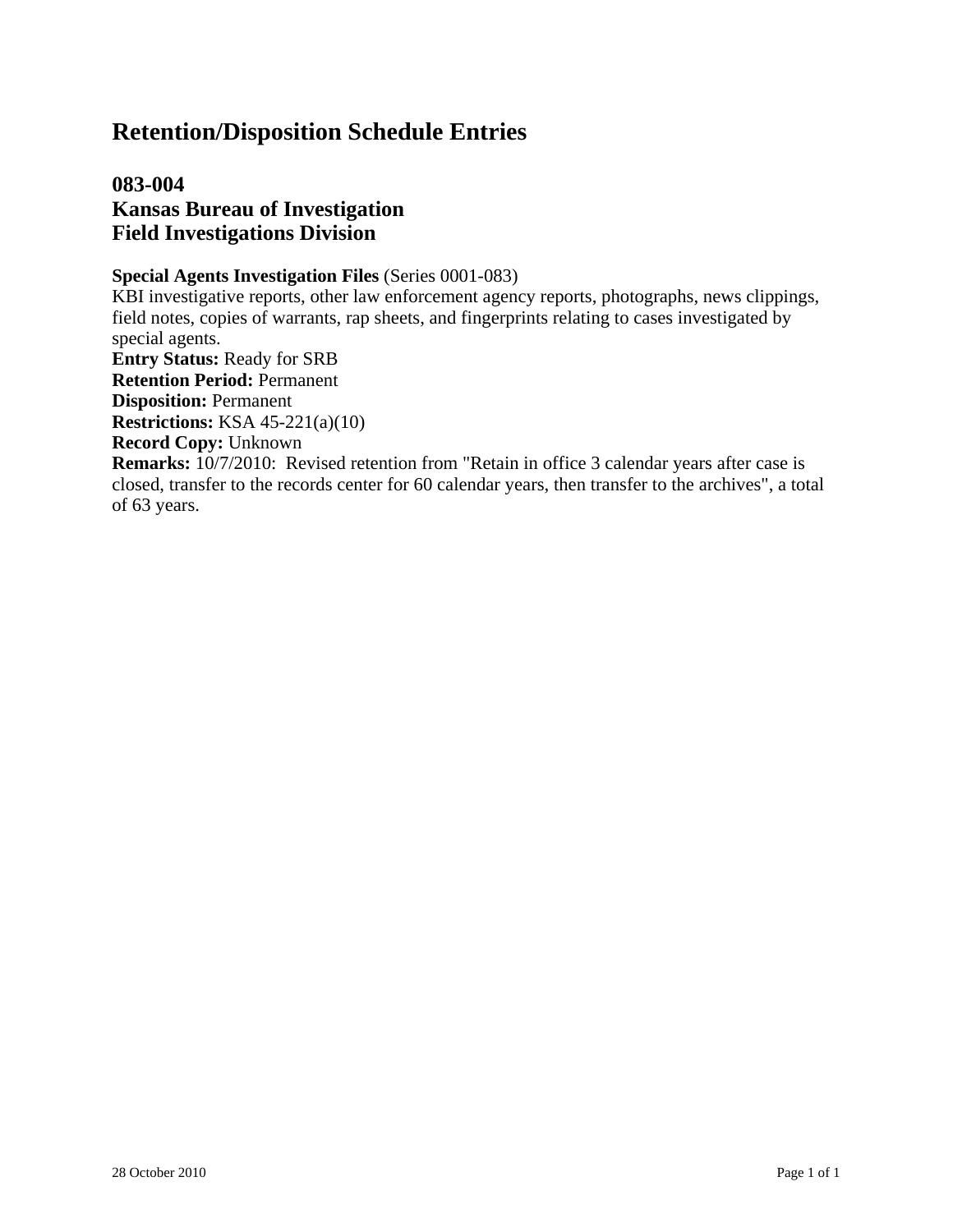# Retention/Disposition Schedule Entries

## 083-004
## Kansas Bureau of Investigation
## Field Investigations Division

**Special Agents Investigation Files** (Series 0001-083)
KBI investigative reports, other law enforcement agency reports, photographs, news clippings, field notes, copies of warrants, rap sheets, and fingerprints relating to cases investigated by special agents.
**Entry Status:** Ready for SRB
**Retention Period:** Permanent
**Disposition:** Permanent
**Restrictions:** KSA 45-221(a)(10)
**Record Copy:** Unknown
**Remarks:** 10/7/2010: Revised retention from "Retain in office 3 calendar years after case is closed, transfer to the records center for 60 calendar years, then transfer to the archives", a total of 63 years.

28 October 2010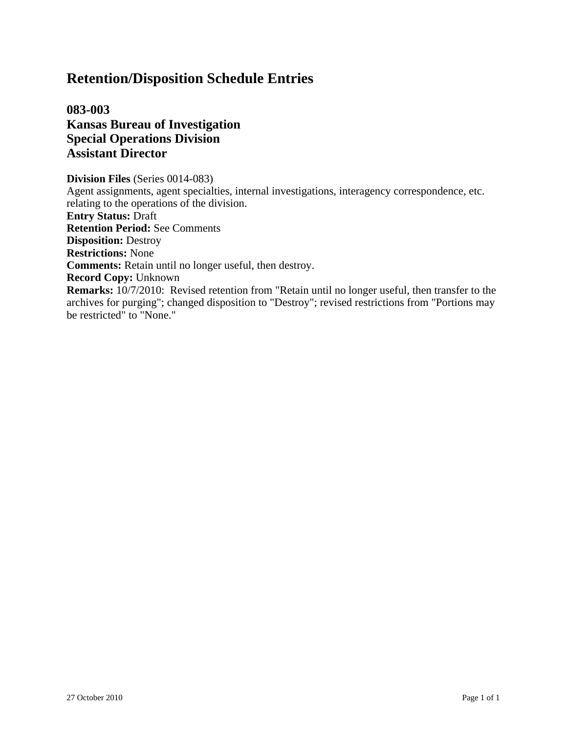# Retention/Disposition Schedule Entries

## 083-003
## Kansas Bureau of Investigation
## Special Operations Division
## Assistant Director

**Division Files** (Series 0014-083)
Agent assignments, agent specialties, internal investigations, interagency correspondence, etc. relating to the operations of the division.
**Entry Status:** Draft
**Retention Period:** See Comments
**Disposition:** Destroy
**Restrictions:** None
**Comments:** Retain until no longer useful, then destroy.
**Record Copy:** Unknown
**Remarks:** 10/7/2010: Revised retention from "Retain until no longer useful, then transfer to the archives for purging"; changed disposition to "Destroy"; revised restrictions from "Portions may be restricted" to "None."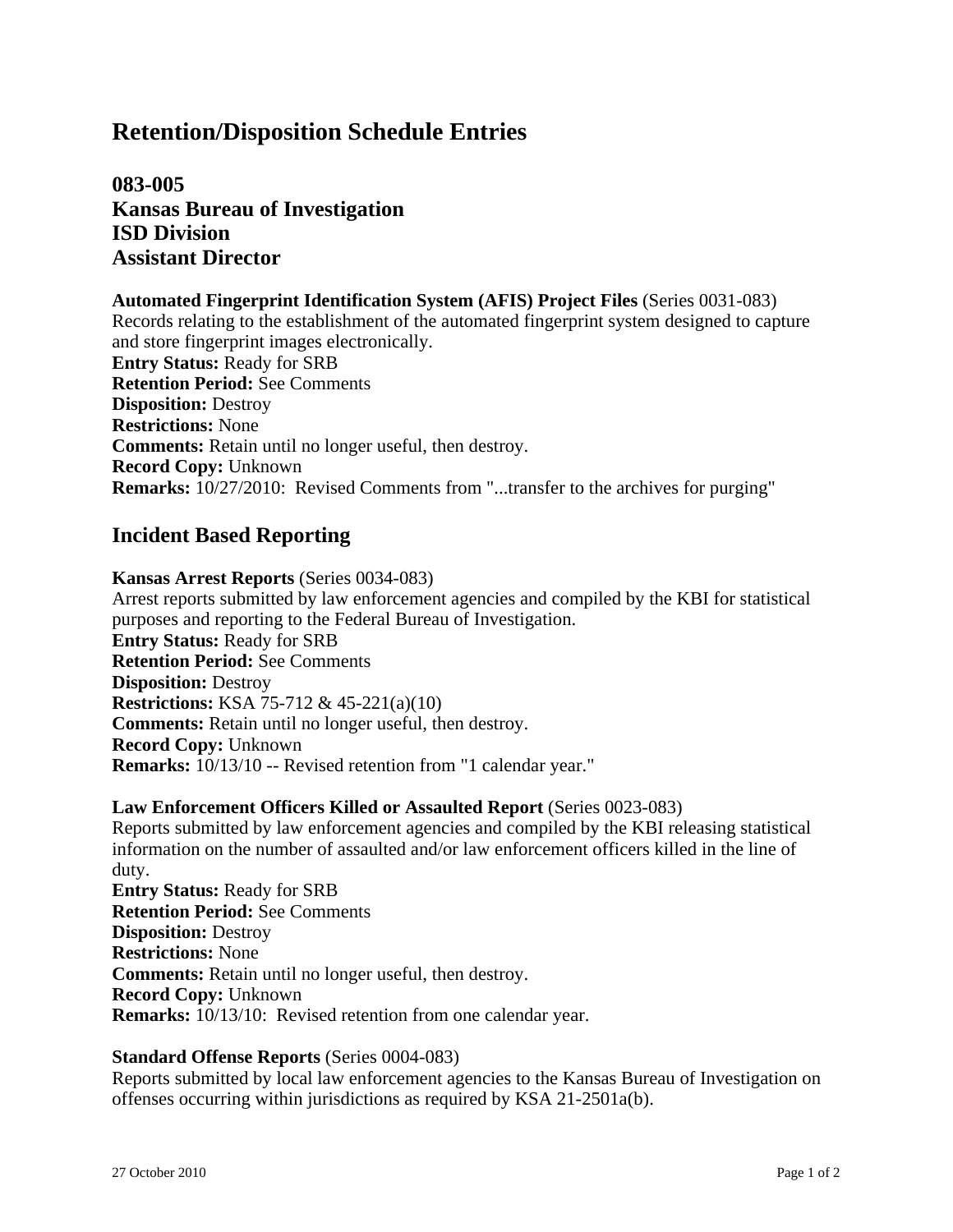# Retention/Disposition Schedule Entries

## 083-005
## Kansas Bureau of Investigation
## ISD Division
## Assistant Director

**Automated Fingerprint Identification System (AFIS) Project Files** (Series 0031-083)
Records relating to the establishment of the automated fingerprint system designed to capture and store fingerprint images electronically.
**Entry Status:** Ready for SRB
**Retention Period:** See Comments
**Disposition:** Destroy
**Restrictions:** None
**Comments:** Retain until no longer useful, then destroy.
**Record Copy:** Unknown
**Remarks:** 10/27/2010: Revised Comments from "...transfer to the archives for purging"

## Incident Based Reporting

**Kansas Arrest Reports** (Series 0034-083)
Arrest reports submitted by law enforcement agencies and compiled by the KBI for statistical purposes and reporting to the Federal Bureau of Investigation.
**Entry Status:** Ready for SRB
**Retention Period:** See Comments
**Disposition:** Destroy
**Restrictions:** KSA 75-712 & 45-221(a)(10)
**Comments:** Retain until no longer useful, then destroy.
**Record Copy:** Unknown
**Remarks:** 10/13/10 -- Revised retention from "1 calendar year."

**Law Enforcement Officers Killed or Assaulted Report** (Series 0023-083)
Reports submitted by law enforcement agencies and compiled by the KBI releasing statistical information on the number of assaulted and/or law enforcement officers killed in the line of duty.
**Entry Status:** Ready for SRB
**Retention Period:** See Comments
**Disposition:** Destroy
**Restrictions:** None
**Comments:** Retain until no longer useful, then destroy.
**Record Copy:** Unknown
**Remarks:** 10/13/10: Revised retention from one calendar year.

**Standard Offense Reports** (Series 0004-083)
Reports submitted by local law enforcement agencies to the Kansas Bureau of Investigation on offenses occurring within jurisdictions as required by KSA 21-2501a(b).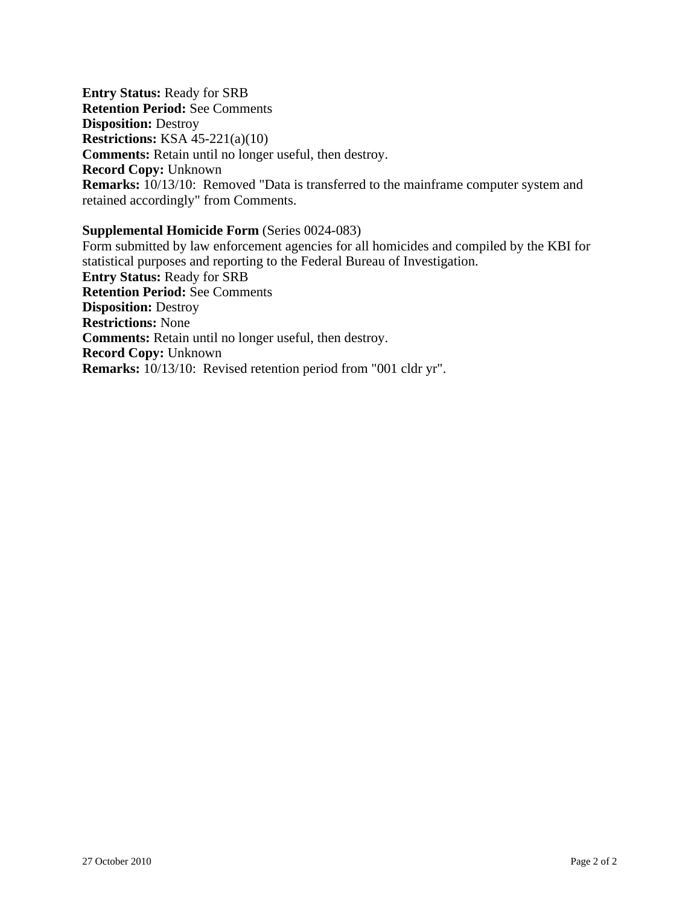**Entry Status:** Ready for SRB
**Retention Period:** See Comments
**Disposition:** Destroy
**Restrictions:** KSA 45-221(a)(10)
**Comments:** Retain until no longer useful, then destroy.
**Record Copy:** Unknown
**Remarks:** 10/13/10: Removed "Data is transferred to the mainframe computer system and retained accordingly" from Comments.

**Supplemental Homicide Form** (Series 0024-083)
Form submitted by law enforcement agencies for all homicides and compiled by the KBI for statistical purposes and reporting to the Federal Bureau of Investigation.
**Entry Status:** Ready for SRB
**Retention Period:** See Comments
**Disposition:** Destroy
**Restrictions:** None
**Comments:** Retain until no longer useful, then destroy.
**Record Copy:** Unknown
**Remarks:** 10/13/10: Revised retention period from "001 cldr yr".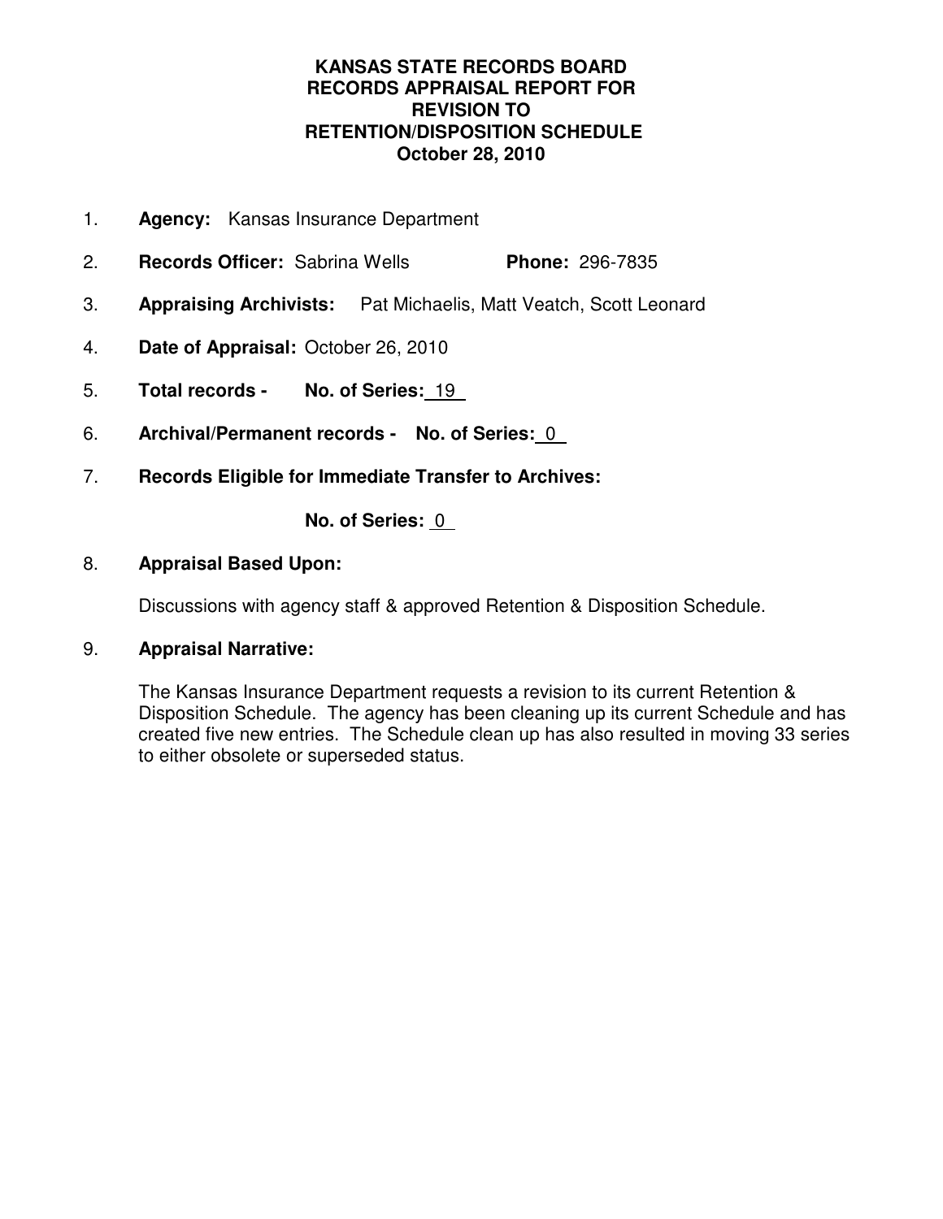# KANSAS STATE RECORDS BOARD
# RECORDS APPRAISAL REPORT FOR
# REVISION TO
# RETENTION/DISPOSITION SCHEDULE
# October 28, 2010

1. **Agency:** Kansas Insurance Department

2. **Records Officer:** Sabrina Wells **Phone:** 296-7835

3. **Appraising Archivists:** Pat Michaelis, Matt Veatch, Scott Leonard

4. **Date of Appraisal:** October 26, 2010

5. **Total records - No. of Series:** 19

6. **Archival/Permanent records - No. of Series:** 0

7. **Records Eligible for Immediate Transfer to Archives:**

   **No. of Series:** 0

8. **Appraisal Based Upon:**

   Discussions with agency staff & approved Retention & Disposition Schedule.

9. **Appraisal Narrative:**

   The Kansas Insurance Department requests a revision to its current Retention & Disposition Schedule. The agency has been cleaning up its current Schedule and has created five new entries. The Schedule clean up has also resulted in moving 33 series to either obsolete or superseded status.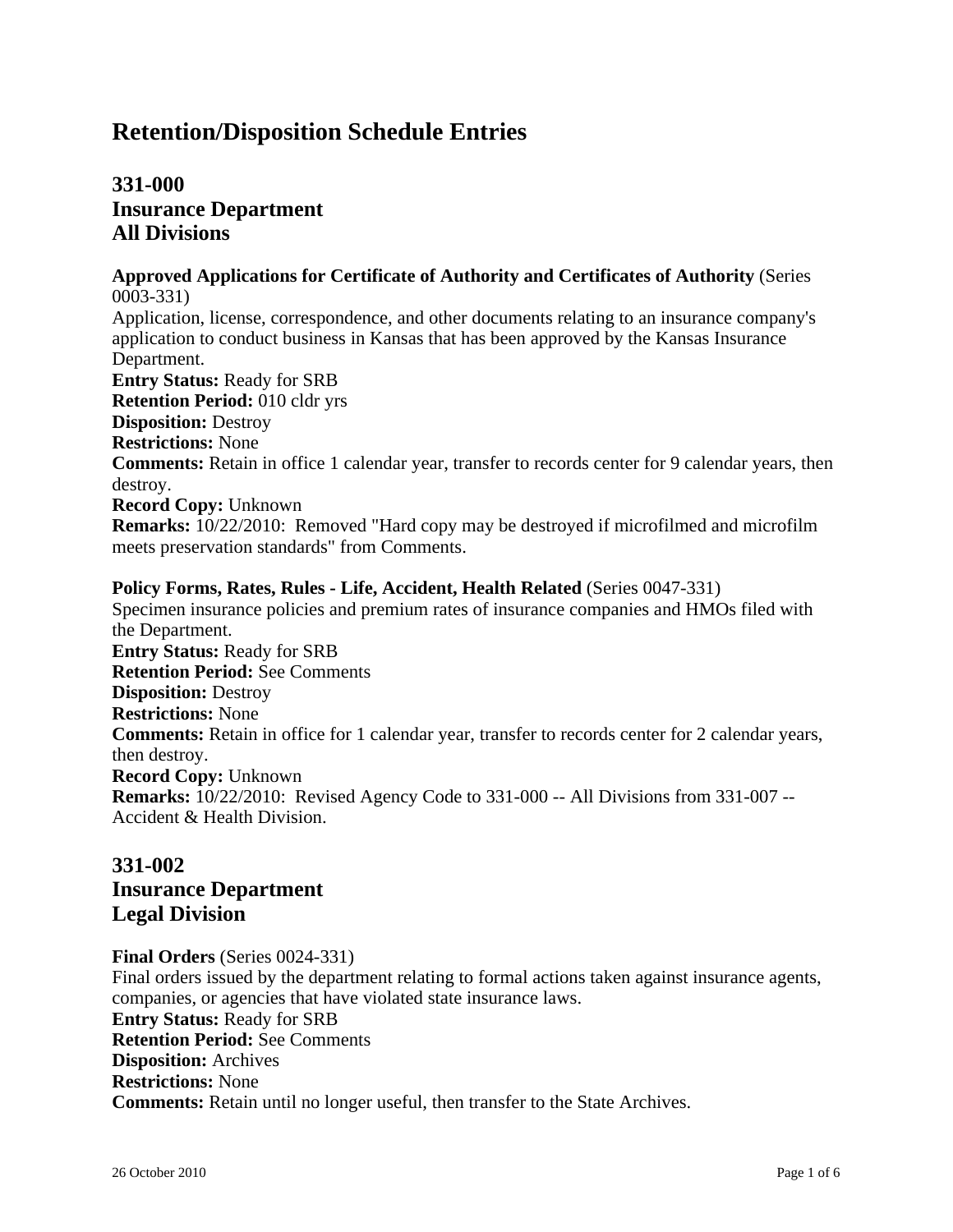# Retention/Disposition Schedule Entries

## 331-000
## Insurance Department
## All Divisions

**Approved Applications for Certificate of Authority and Certificates of Authority** (Series 0003-331)
Application, license, correspondence, and other documents relating to an insurance company's application to conduct business in Kansas that has been approved by the Kansas Insurance Department.
**Entry Status:** Ready for SRB
**Retention Period:** 010 cldr yrs
**Disposition:** Destroy
**Restrictions:** None
**Comments:** Retain in office 1 calendar year, transfer to records center for 9 calendar years, then destroy.
**Record Copy:** Unknown
**Remarks:** 10/22/2010: Removed "Hard copy may be destroyed if microfilmed and microfilm meets preservation standards" from Comments.

**Policy Forms, Rates, Rules - Life, Accident, Health Related** (Series 0047-331)
Specimen insurance policies and premium rates of insurance companies and HMOs filed with the Department.
**Entry Status:** Ready for SRB
**Retention Period:** See Comments
**Disposition:** Destroy
**Restrictions:** None
**Comments:** Retain in office for 1 calendar year, transfer to records center for 2 calendar years, then destroy.
**Record Copy:** Unknown
**Remarks:** 10/22/2010: Revised Agency Code to 331-000 -- All Divisions from 331-007 -- Accident & Health Division.

## 331-002
## Insurance Department
## Legal Division

**Final Orders** (Series 0024-331)
Final orders issued by the department relating to formal actions taken against insurance agents, companies, or agencies that have violated state insurance laws.
**Entry Status:** Ready for SRB
**Retention Period:** See Comments
**Disposition:** Archives
**Restrictions:** None
**Comments:** Retain until no longer useful, then transfer to the State Archives.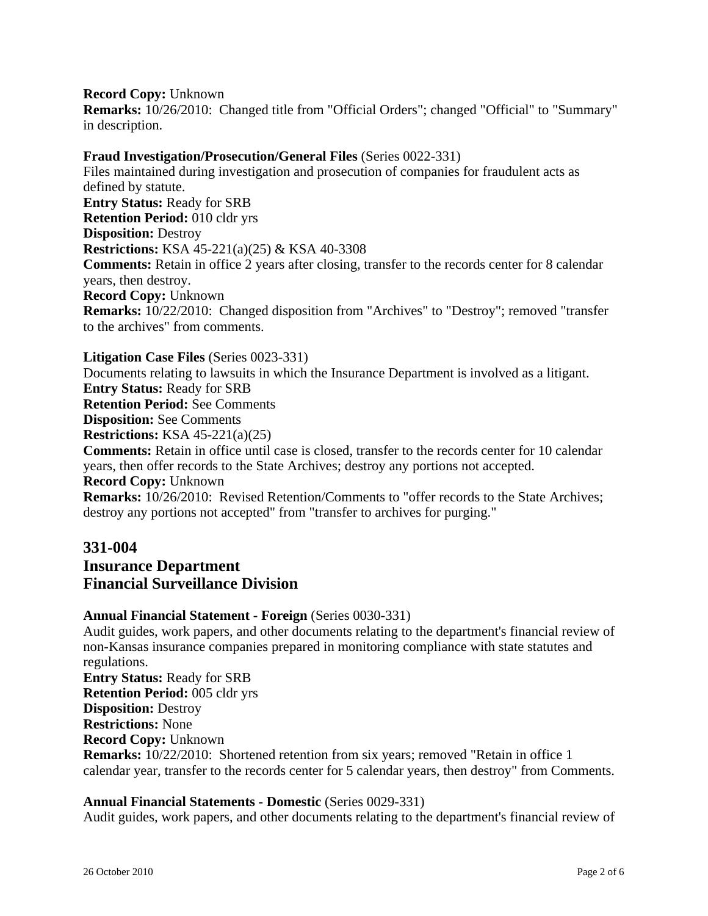**Record Copy:** Unknown
**Remarks:** 10/26/2010: Changed title from "Official Orders"; changed "Official" to "Summary" in description.

**Fraud Investigation/Prosecution/General Files** (Series 0022-331)
Files maintained during investigation and prosecution of companies for fraudulent acts as defined by statute.
**Entry Status:** Ready for SRB
**Retention Period:** 010 cldr yrs
**Disposition:** Destroy
**Restrictions:** KSA 45-221(a)(25) & KSA 40-3308
**Comments:** Retain in office 2 years after closing, transfer to the records center for 8 calendar years, then destroy.
**Record Copy:** Unknown
**Remarks:** 10/22/2010: Changed disposition from "Archives" to "Destroy"; removed "transfer to the archives" from comments.

**Litigation Case Files** (Series 0023-331)
Documents relating to lawsuits in which the Insurance Department is involved as a litigant.
**Entry Status:** Ready for SRB
**Retention Period:** See Comments
**Disposition:** See Comments
**Restrictions:** KSA 45-221(a)(25)
**Comments:** Retain in office until case is closed, transfer to the records center for 10 calendar years, then offer records to the State Archives; destroy any portions not accepted.
**Record Copy:** Unknown
**Remarks:** 10/26/2010: Revised Retention/Comments to "offer records to the State Archives; destroy any portions not accepted" from "transfer to archives for purging."

## 331-004
## Insurance Department
## Financial Surveillance Division

**Annual Financial Statement - Foreign** (Series 0030-331)
Audit guides, work papers, and other documents relating to the department's financial review of non-Kansas insurance companies prepared in monitoring compliance with state statutes and regulations.
**Entry Status:** Ready for SRB
**Retention Period:** 005 cldr yrs
**Disposition:** Destroy
**Restrictions:** None
**Record Copy:** Unknown
**Remarks:** 10/22/2010: Shortened retention from six years; removed "Retain in office 1 calendar year, transfer to the records center for 5 calendar years, then destroy" from Comments.

**Annual Financial Statements - Domestic** (Series 0029-331)
Audit guides, work papers, and other documents relating to the department's financial review of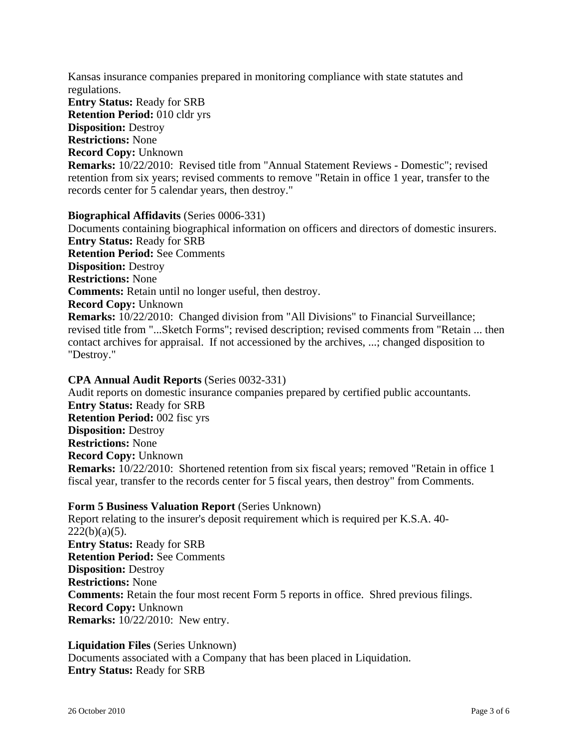Kansas insurance companies prepared in monitoring compliance with state statutes and regulations.
**Entry Status:** Ready for SRB
**Retention Period:** 010 cldr yrs
**Disposition:** Destroy
**Restrictions:** None
**Record Copy:** Unknown
**Remarks:** 10/22/2010: Revised title from "Annual Statement Reviews - Domestic"; revised retention from six years; revised comments to remove "Retain in office 1 year, transfer to the records center for 5 calendar years, then destroy."

**Biographical Affidavits** (Series 0006-331)
Documents containing biographical information on officers and directors of domestic insurers.
**Entry Status:** Ready for SRB
**Retention Period:** See Comments
**Disposition:** Destroy
**Restrictions:** None
**Comments:** Retain until no longer useful, then destroy.
**Record Copy:** Unknown
**Remarks:** 10/22/2010: Changed division from "All Divisions" to Financial Surveillance; revised title from "...Sketch Forms"; revised description; revised comments from "Retain ... then contact archives for appraisal. If not accessioned by the archives, ...; changed disposition to "Destroy."

**CPA Annual Audit Reports** (Series 0032-331)
Audit reports on domestic insurance companies prepared by certified public accountants.
**Entry Status:** Ready for SRB
**Retention Period:** 002 fisc yrs
**Disposition:** Destroy
**Restrictions:** None
**Record Copy:** Unknown
**Remarks:** 10/22/2010: Shortened retention from six fiscal years; removed "Retain in office 1 fiscal year, transfer to the records center for 5 fiscal years, then destroy" from Comments.

**Form 5 Business Valuation Report** (Series Unknown)
Report relating to the insurer's deposit requirement which is required per K.S.A. 40-222(b)(a)(5).
**Entry Status:** Ready for SRB
**Retention Period:** See Comments
**Disposition:** Destroy
**Restrictions:** None
**Comments:** Retain the four most recent Form 5 reports in office. Shred previous filings.
**Record Copy:** Unknown
**Remarks:** 10/22/2010: New entry.

**Liquidation Files** (Series Unknown)
Documents associated with a Company that has been placed in Liquidation.
**Entry Status:** Ready for SRB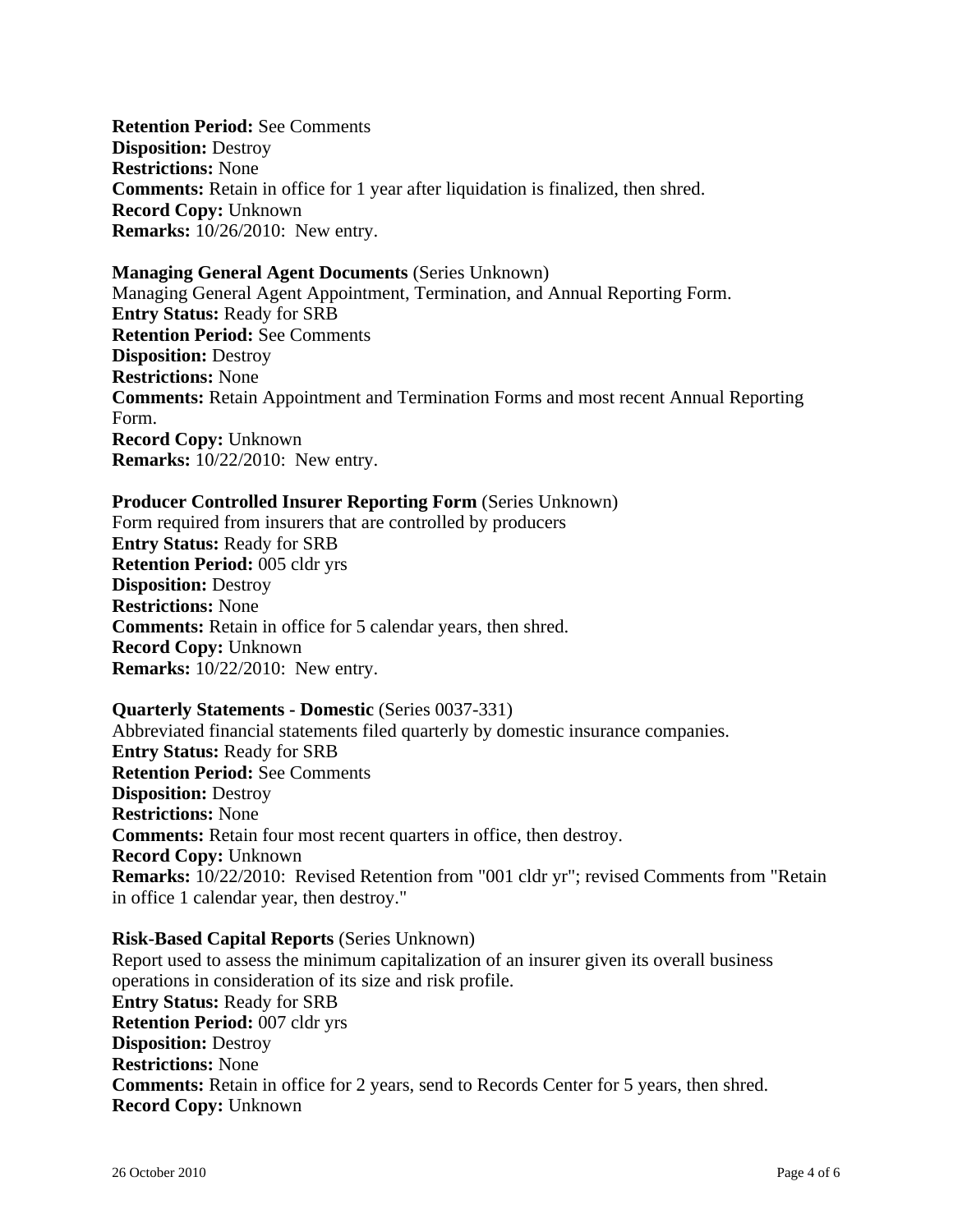**Retention Period:** See Comments
**Disposition:** Destroy
**Restrictions:** None
**Comments:** Retain in office for 1 year after liquidation is finalized, then shred.
**Record Copy:** Unknown
**Remarks:** 10/26/2010: New entry.

**Managing General Agent Documents** (Series Unknown)
Managing General Agent Appointment, Termination, and Annual Reporting Form.
**Entry Status:** Ready for SRB
**Retention Period:** See Comments
**Disposition:** Destroy
**Restrictions:** None
**Comments:** Retain Appointment and Termination Forms and most recent Annual Reporting Form.
**Record Copy:** Unknown
**Remarks:** 10/22/2010: New entry.

**Producer Controlled Insurer Reporting Form** (Series Unknown)
Form required from insurers that are controlled by producers
**Entry Status:** Ready for SRB
**Retention Period:** 005 cldr yrs
**Disposition:** Destroy
**Restrictions:** None
**Comments:** Retain in office for 5 calendar years, then shred.
**Record Copy:** Unknown
**Remarks:** 10/22/2010: New entry.

**Quarterly Statements - Domestic** (Series 0037-331)
Abbreviated financial statements filed quarterly by domestic insurance companies.
**Entry Status:** Ready for SRB
**Retention Period:** See Comments
**Disposition:** Destroy
**Restrictions:** None
**Comments:** Retain four most recent quarters in office, then destroy.
**Record Copy:** Unknown
**Remarks:** 10/22/2010: Revised Retention from "001 cldr yr"; revised Comments from "Retain in office 1 calendar year, then destroy."

**Risk-Based Capital Reports** (Series Unknown)
Report used to assess the minimum capitalization of an insurer given its overall business operations in consideration of its size and risk profile.
**Entry Status:** Ready for SRB
**Retention Period:** 007 cldr yrs
**Disposition:** Destroy
**Restrictions:** None
**Comments:** Retain in office for 2 years, send to Records Center for 5 years, then shred.
**Record Copy:** Unknown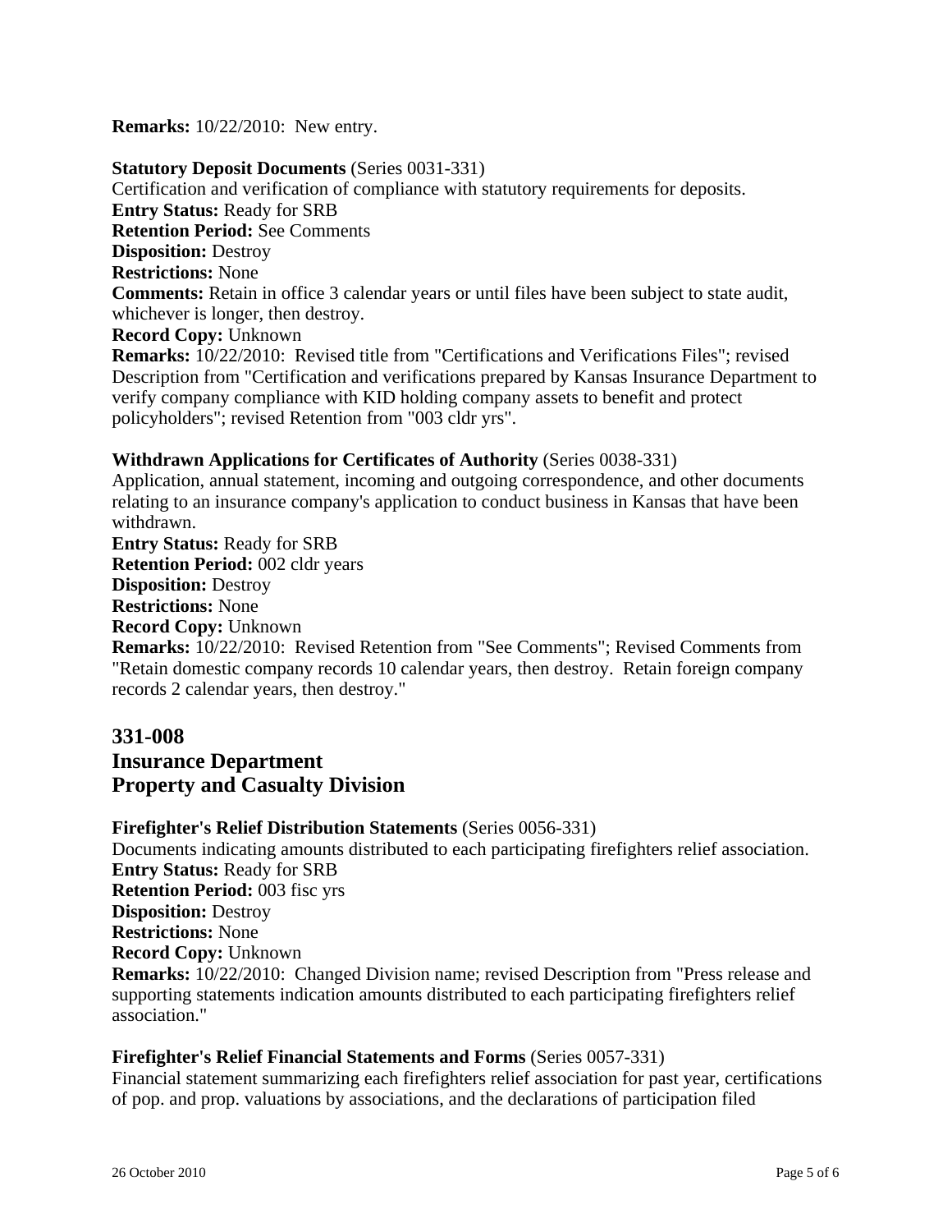**Remarks:** 10/22/2010: New entry.

**Statutory Deposit Documents** (Series 0031-331)
Certification and verification of compliance with statutory requirements for deposits.
**Entry Status:** Ready for SRB
**Retention Period:** See Comments
**Disposition:** Destroy
**Restrictions:** None
**Comments:** Retain in office 3 calendar years or until files have been subject to state audit, whichever is longer, then destroy.
**Record Copy:** Unknown
**Remarks:** 10/22/2010: Revised title from "Certifications and Verifications Files"; revised Description from "Certification and verifications prepared by Kansas Insurance Department to verify company compliance with KID holding company assets to benefit and protect policyholders"; revised Retention from "003 cldr yrs".

**Withdrawn Applications for Certificates of Authority** (Series 0038-331)
Application, annual statement, incoming and outgoing correspondence, and other documents relating to an insurance company's application to conduct business in Kansas that have been withdrawn.
**Entry Status:** Ready for SRB
**Retention Period:** 002 cldr years
**Disposition:** Destroy
**Restrictions:** None
**Record Copy:** Unknown
**Remarks:** 10/22/2010: Revised Retention from "See Comments"; Revised Comments from "Retain domestic company records 10 calendar years, then destroy. Retain foreign company records 2 calendar years, then destroy."

## 331-008
## Insurance Department
## Property and Casualty Division

**Firefighter's Relief Distribution Statements** (Series 0056-331)
Documents indicating amounts distributed to each participating firefighters relief association.
**Entry Status:** Ready for SRB
**Retention Period:** 003 fisc yrs
**Disposition:** Destroy
**Restrictions:** None
**Record Copy:** Unknown
**Remarks:** 10/22/2010: Changed Division name; revised Description from "Press release and supporting statements indication amounts distributed to each participating firefighters relief association."

**Firefighter's Relief Financial Statements and Forms** (Series 0057-331)
Financial statement summarizing each firefighters relief association for past year, certifications of pop. and prop. valuations by associations, and the declarations of participation filed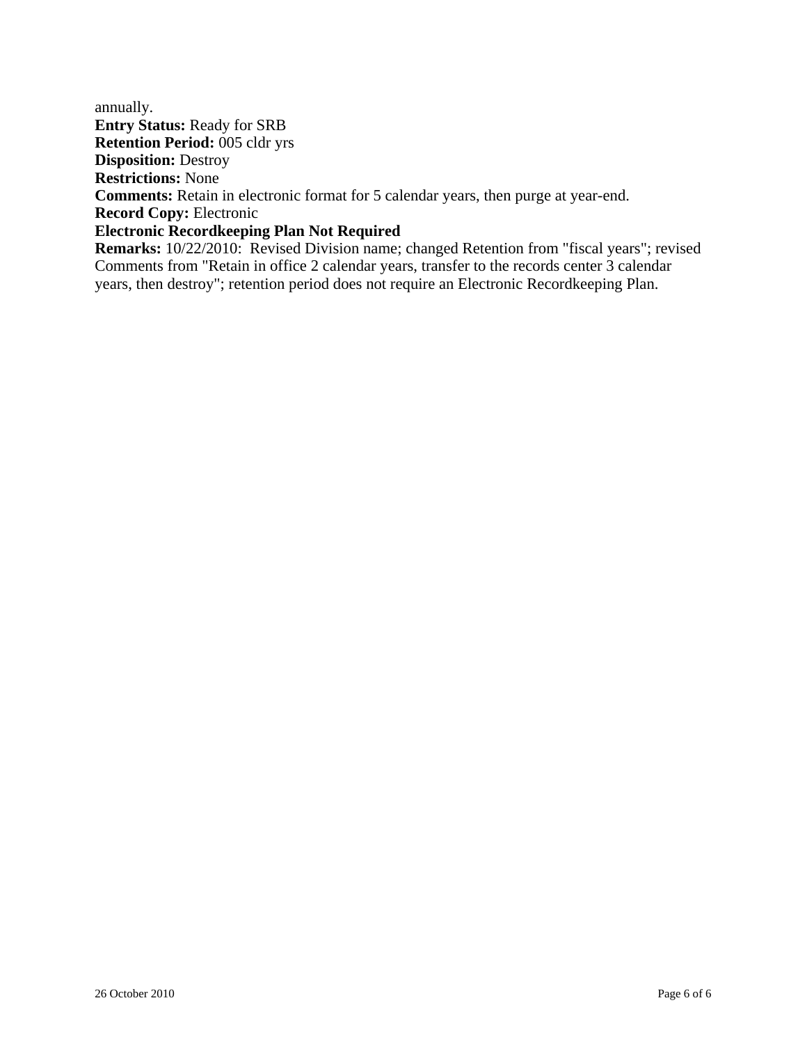annually.
**Entry Status:** Ready for SRB
**Retention Period:** 005 cldr yrs
**Disposition:** Destroy
**Restrictions:** None
**Comments:** Retain in electronic format for 5 calendar years, then purge at year-end.
**Record Copy:** Electronic
**Electronic Recordkeeping Plan Not Required**
**Remarks:** 10/22/2010: Revised Division name; changed Retention from "fiscal years"; revised Comments from "Retain in office 2 calendar years, transfer to the records center 3 calendar years, then destroy"; retention period does not require an Electronic Recordkeeping Plan.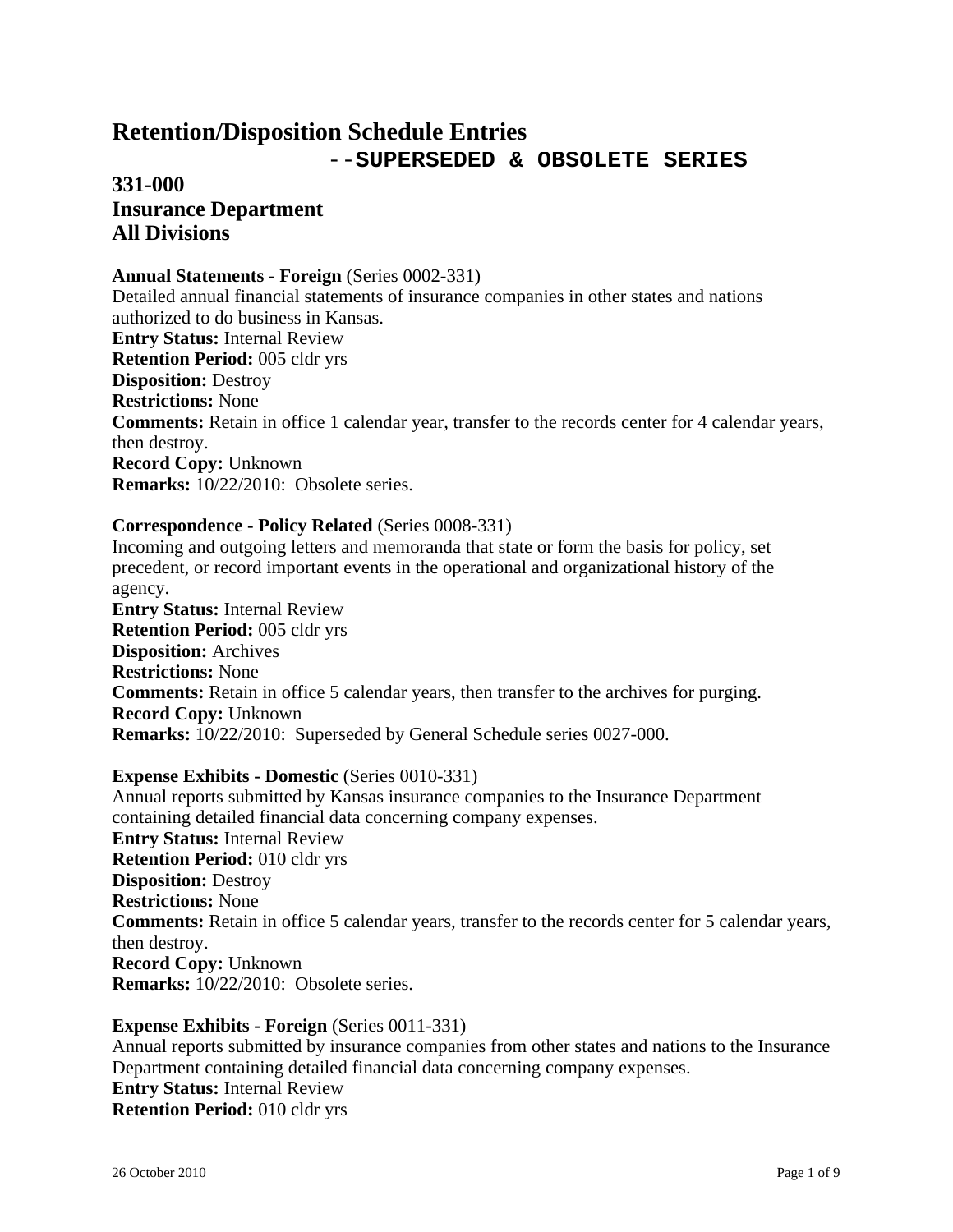# Retention/Disposition Schedule Entries

## --SUPERSEDED & OBSOLETE SERIES

## 331-000
## Insurance Department
## All Divisions

**Annual Statements - Foreign** (Series 0002-331)
Detailed annual financial statements of insurance companies in other states and nations authorized to do business in Kansas.
**Entry Status:** Internal Review
**Retention Period:** 005 cldr yrs
**Disposition:** Destroy
**Restrictions:** None
**Comments:** Retain in office 1 calendar year, transfer to the records center for 4 calendar years, then destroy.
**Record Copy:** Unknown
**Remarks:** 10/22/2010: Obsolete series.

**Correspondence - Policy Related** (Series 0008-331)
Incoming and outgoing letters and memoranda that state or form the basis for policy, set precedent, or record important events in the operational and organizational history of the agency.
**Entry Status:** Internal Review
**Retention Period:** 005 cldr yrs
**Disposition:** Archives
**Restrictions:** None
**Comments:** Retain in office 5 calendar years, then transfer to the archives for purging.
**Record Copy:** Unknown
**Remarks:** 10/22/2010: Superseded by General Schedule series 0027-000.

**Expense Exhibits - Domestic** (Series 0010-331)
Annual reports submitted by Kansas insurance companies to the Insurance Department containing detailed financial data concerning company expenses.
**Entry Status:** Internal Review
**Retention Period:** 010 cldr yrs
**Disposition:** Destroy
**Restrictions:** None
**Comments:** Retain in office 5 calendar years, transfer to the records center for 5 calendar years, then destroy.
**Record Copy:** Unknown
**Remarks:** 10/22/2010: Obsolete series.

**Expense Exhibits - Foreign** (Series 0011-331)
Annual reports submitted by insurance companies from other states and nations to the Insurance Department containing detailed financial data concerning company expenses.
**Entry Status:** Internal Review
**Retention Period:** 010 cldr yrs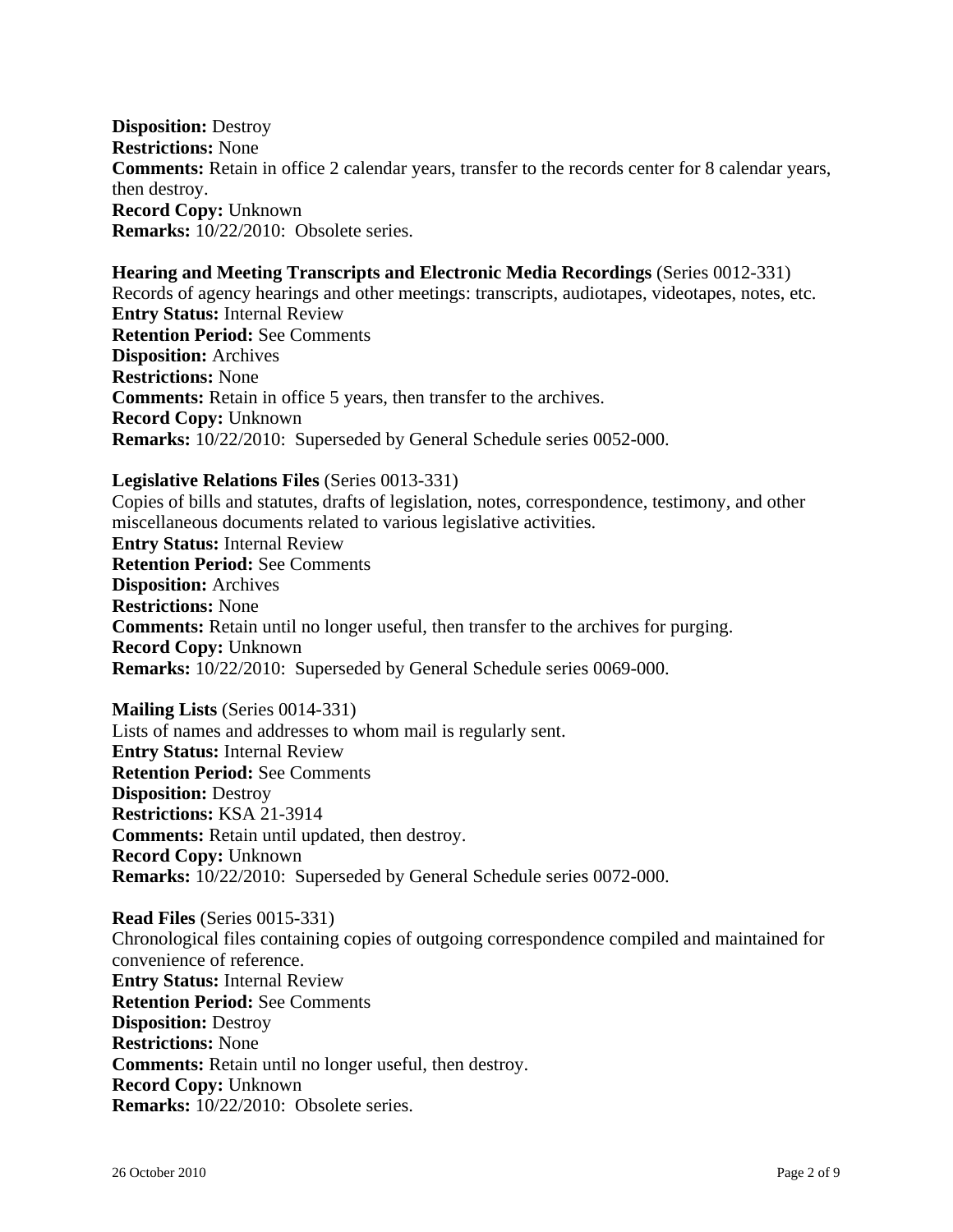**Disposition:** Destroy
**Restrictions:** None
**Comments:** Retain in office 2 calendar years, transfer to the records center for 8 calendar years, then destroy.
**Record Copy:** Unknown
**Remarks:** 10/22/2010: Obsolete series.

**Hearing and Meeting Transcripts and Electronic Media Recordings** (Series 0012-331)
Records of agency hearings and other meetings: transcripts, audiotapes, videotapes, notes, etc.
**Entry Status:** Internal Review
**Retention Period:** See Comments
**Disposition:** Archives
**Restrictions:** None
**Comments:** Retain in office 5 years, then transfer to the archives.
**Record Copy:** Unknown
**Remarks:** 10/22/2010: Superseded by General Schedule series 0052-000.

**Legislative Relations Files** (Series 0013-331)
Copies of bills and statutes, drafts of legislation, notes, correspondence, testimony, and other miscellaneous documents related to various legislative activities.
**Entry Status:** Internal Review
**Retention Period:** See Comments
**Disposition:** Archives
**Restrictions:** None
**Comments:** Retain until no longer useful, then transfer to the archives for purging.
**Record Copy:** Unknown
**Remarks:** 10/22/2010: Superseded by General Schedule series 0069-000.

**Mailing Lists** (Series 0014-331)
Lists of names and addresses to whom mail is regularly sent.
**Entry Status:** Internal Review
**Retention Period:** See Comments
**Disposition:** Destroy
**Restrictions:** KSA 21-3914
**Comments:** Retain until updated, then destroy.
**Record Copy:** Unknown
**Remarks:** 10/22/2010: Superseded by General Schedule series 0072-000.

**Read Files** (Series 0015-331)
Chronological files containing copies of outgoing correspondence compiled and maintained for convenience of reference.
**Entry Status:** Internal Review
**Retention Period:** See Comments
**Disposition:** Destroy
**Restrictions:** None
**Comments:** Retain until no longer useful, then destroy.
**Record Copy:** Unknown
**Remarks:** 10/22/2010: Obsolete series.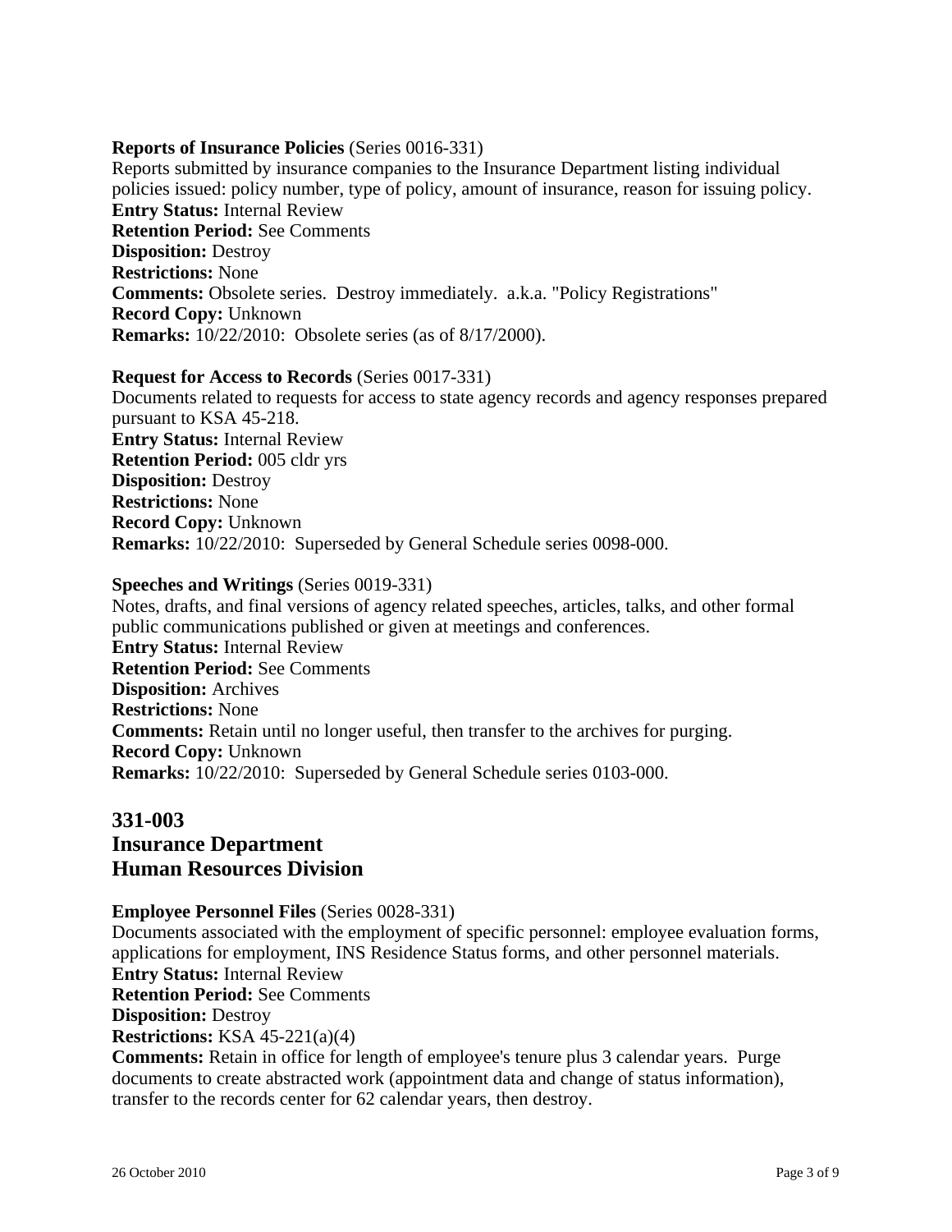**Reports of Insurance Policies** (Series 0016-331)
Reports submitted by insurance companies to the Insurance Department listing individual policies issued: policy number, type of policy, amount of insurance, reason for issuing policy.
**Entry Status:** Internal Review
**Retention Period:** See Comments
**Disposition:** Destroy
**Restrictions:** None
**Comments:** Obsolete series. Destroy immediately. a.k.a. "Policy Registrations"
**Record Copy:** Unknown
**Remarks:** 10/22/2010: Obsolete series (as of 8/17/2000).

**Request for Access to Records** (Series 0017-331)
Documents related to requests for access to state agency records and agency responses prepared pursuant to KSA 45-218.
**Entry Status:** Internal Review
**Retention Period:** 005 cldr yrs
**Disposition:** Destroy
**Restrictions:** None
**Record Copy:** Unknown
**Remarks:** 10/22/2010: Superseded by General Schedule series 0098-000.

**Speeches and Writings** (Series 0019-331)
Notes, drafts, and final versions of agency related speeches, articles, talks, and other formal public communications published or given at meetings and conferences.
**Entry Status:** Internal Review
**Retention Period:** See Comments
**Disposition:** Archives
**Restrictions:** None
**Comments:** Retain until no longer useful, then transfer to the archives for purging.
**Record Copy:** Unknown
**Remarks:** 10/22/2010: Superseded by General Schedule series 0103-000.

## 331-003
## Insurance Department
## Human Resources Division

**Employee Personnel Files** (Series 0028-331)
Documents associated with the employment of specific personnel: employee evaluation forms, applications for employment, INS Residence Status forms, and other personnel materials.
**Entry Status:** Internal Review
**Retention Period:** See Comments
**Disposition:** Destroy
**Restrictions:** KSA 45-221(a)(4)
**Comments:** Retain in office for length of employee's tenure plus 3 calendar years. Purge documents to create abstracted work (appointment data and change of status information), transfer to the records center for 62 calendar years, then destroy.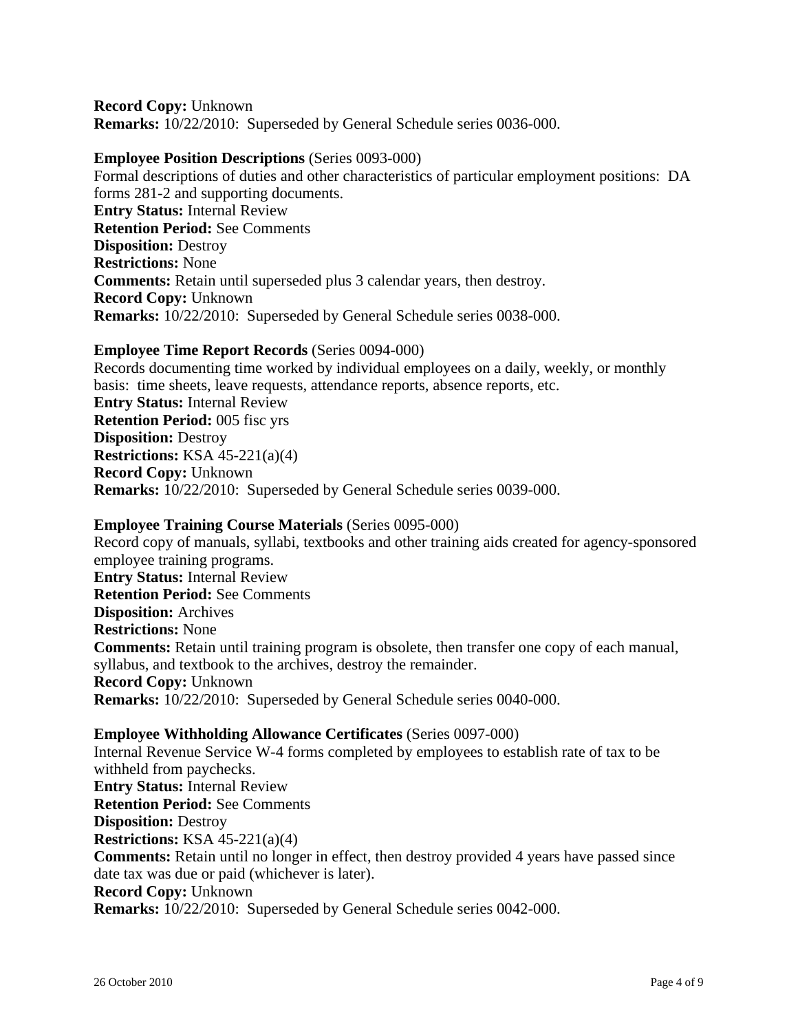**Record Copy:** Unknown
**Remarks:** 10/22/2010: Superseded by General Schedule series 0036-000.

**Employee Position Descriptions** (Series 0093-000)
Formal descriptions of duties and other characteristics of particular employment positions: DA forms 281-2 and supporting documents.
**Entry Status:** Internal Review
**Retention Period:** See Comments
**Disposition:** Destroy
**Restrictions:** None
**Comments:** Retain until superseded plus 3 calendar years, then destroy.
**Record Copy:** Unknown
**Remarks:** 10/22/2010: Superseded by General Schedule series 0038-000.

**Employee Time Report Records** (Series 0094-000)
Records documenting time worked by individual employees on a daily, weekly, or monthly basis: time sheets, leave requests, attendance reports, absence reports, etc.
**Entry Status:** Internal Review
**Retention Period:** 005 fisc yrs
**Disposition:** Destroy
**Restrictions:** KSA 45-221(a)(4)
**Record Copy:** Unknown
**Remarks:** 10/22/2010: Superseded by General Schedule series 0039-000.

**Employee Training Course Materials** (Series 0095-000)
Record copy of manuals, syllabi, textbooks and other training aids created for agency-sponsored employee training programs.
**Entry Status:** Internal Review
**Retention Period:** See Comments
**Disposition:** Archives
**Restrictions:** None
**Comments:** Retain until training program is obsolete, then transfer one copy of each manual, syllabus, and textbook to the archives, destroy the remainder.
**Record Copy:** Unknown
**Remarks:** 10/22/2010: Superseded by General Schedule series 0040-000.

**Employee Withholding Allowance Certificates** (Series 0097-000)
Internal Revenue Service W-4 forms completed by employees to establish rate of tax to be withheld from paychecks.
**Entry Status:** Internal Review
**Retention Period:** See Comments
**Disposition:** Destroy
**Restrictions:** KSA 45-221(a)(4)
**Comments:** Retain until no longer in effect, then destroy provided 4 years have passed since date tax was due or paid (whichever is later).
**Record Copy:** Unknown
**Remarks:** 10/22/2010: Superseded by General Schedule series 0042-000.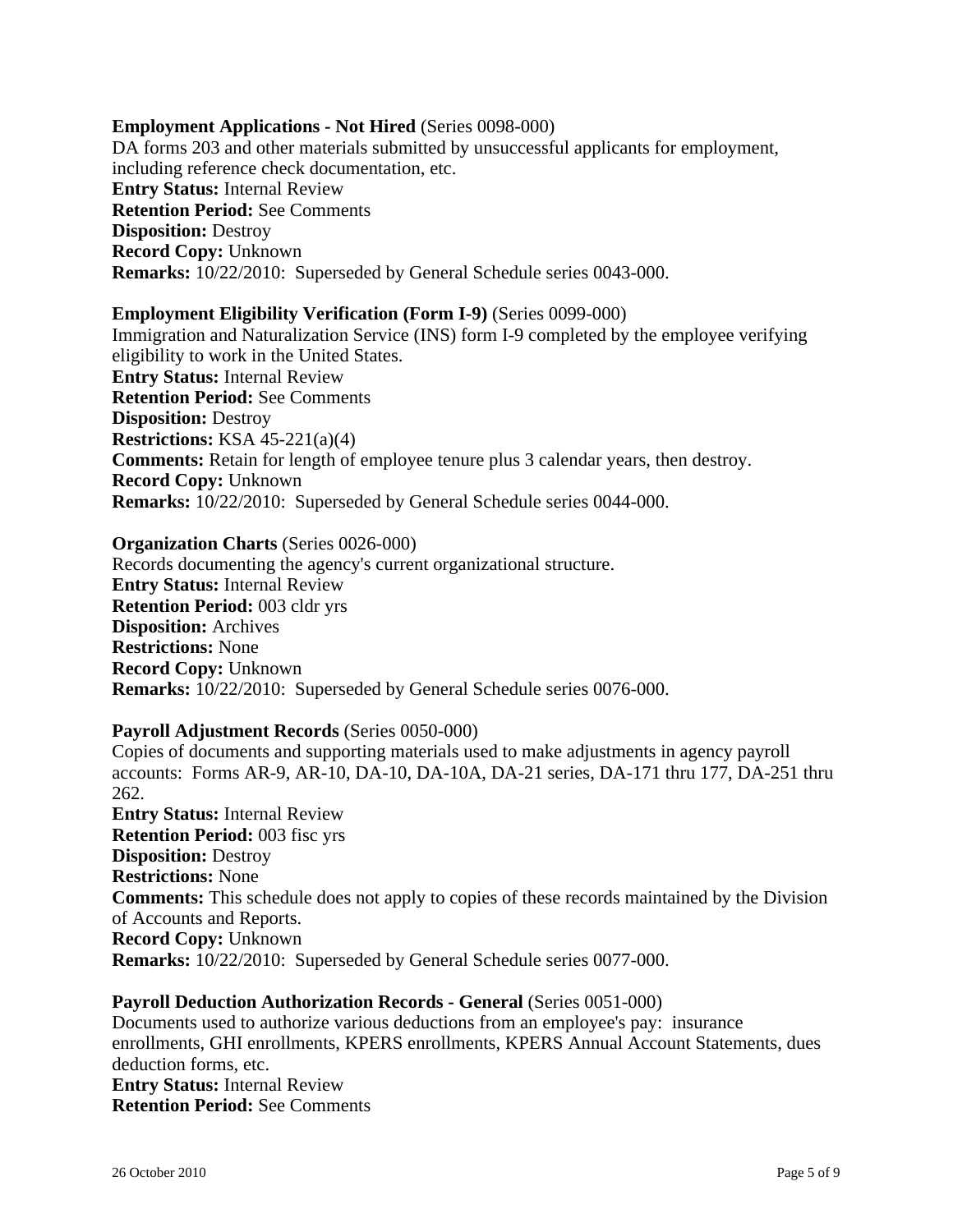**Employment Applications - Not Hired** (Series 0098-000)
DA forms 203 and other materials submitted by unsuccessful applicants for employment, including reference check documentation, etc.
**Entry Status:** Internal Review
**Retention Period:** See Comments
**Disposition:** Destroy
**Record Copy:** Unknown
**Remarks:** 10/22/2010: Superseded by General Schedule series 0043-000.

**Employment Eligibility Verification (Form I-9)** (Series 0099-000)
Immigration and Naturalization Service (INS) form I-9 completed by the employee verifying eligibility to work in the United States.
**Entry Status:** Internal Review
**Retention Period:** See Comments
**Disposition:** Destroy
**Restrictions:** KSA 45-221(a)(4)
**Comments:** Retain for length of employee tenure plus 3 calendar years, then destroy.
**Record Copy:** Unknown
**Remarks:** 10/22/2010: Superseded by General Schedule series 0044-000.

**Organization Charts** (Series 0026-000)
Records documenting the agency's current organizational structure.
**Entry Status:** Internal Review
**Retention Period:** 003 cldr yrs
**Disposition:** Archives
**Restrictions:** None
**Record Copy:** Unknown
**Remarks:** 10/22/2010: Superseded by General Schedule series 0076-000.

**Payroll Adjustment Records** (Series 0050-000)
Copies of documents and supporting materials used to make adjustments in agency payroll accounts: Forms AR-9, AR-10, DA-10, DA-10A, DA-21 series, DA-171 thru 177, DA-251 thru 262.
**Entry Status:** Internal Review
**Retention Period:** 003 fisc yrs
**Disposition:** Destroy
**Restrictions:** None
**Comments:** This schedule does not apply to copies of these records maintained by the Division of Accounts and Reports.
**Record Copy:** Unknown
**Remarks:** 10/22/2010: Superseded by General Schedule series 0077-000.

**Payroll Deduction Authorization Records - General** (Series 0051-000)
Documents used to authorize various deductions from an employee's pay: insurance enrollments, GHI enrollments, KPERS enrollments, KPERS Annual Account Statements, dues deduction forms, etc.
**Entry Status:** Internal Review
**Retention Period:** See Comments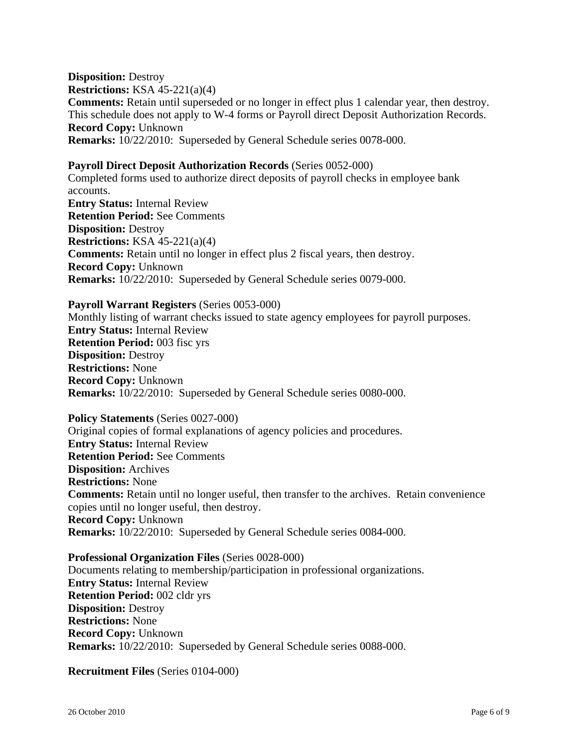**Disposition:** Destroy
**Restrictions:** KSA 45-221(a)(4)
**Comments:** Retain until superseded or no longer in effect plus 1 calendar year, then destroy. This schedule does not apply to W-4 forms or Payroll direct Deposit Authorization Records.
**Record Copy:** Unknown
**Remarks:** 10/22/2010: Superseded by General Schedule series 0078-000.

**Payroll Direct Deposit Authorization Records** (Series 0052-000)
Completed forms used to authorize direct deposits of payroll checks in employee bank accounts.
**Entry Status:** Internal Review
**Retention Period:** See Comments
**Disposition:** Destroy
**Restrictions:** KSA 45-221(a)(4)
**Comments:** Retain until no longer in effect plus 2 fiscal years, then destroy.
**Record Copy:** Unknown
**Remarks:** 10/22/2010: Superseded by General Schedule series 0079-000.

**Payroll Warrant Registers** (Series 0053-000)
Monthly listing of warrant checks issued to state agency employees for payroll purposes.
**Entry Status:** Internal Review
**Retention Period:** 003 fisc yrs
**Disposition:** Destroy
**Restrictions:** None
**Record Copy:** Unknown
**Remarks:** 10/22/2010: Superseded by General Schedule series 0080-000.

**Policy Statements** (Series 0027-000)
Original copies of formal explanations of agency policies and procedures.
**Entry Status:** Internal Review
**Retention Period:** See Comments
**Disposition:** Archives
**Restrictions:** None
**Comments:** Retain until no longer useful, then transfer to the archives. Retain convenience copies until no longer useful, then destroy.
**Record Copy:** Unknown
**Remarks:** 10/22/2010: Superseded by General Schedule series 0084-000.

**Professional Organization Files** (Series 0028-000)
Documents relating to membership/participation in professional organizations.
**Entry Status:** Internal Review
**Retention Period:** 002 cldr yrs
**Disposition:** Destroy
**Restrictions:** None
**Record Copy:** Unknown
**Remarks:** 10/22/2010: Superseded by General Schedule series 0088-000.

**Recruitment Files** (Series 0104-000)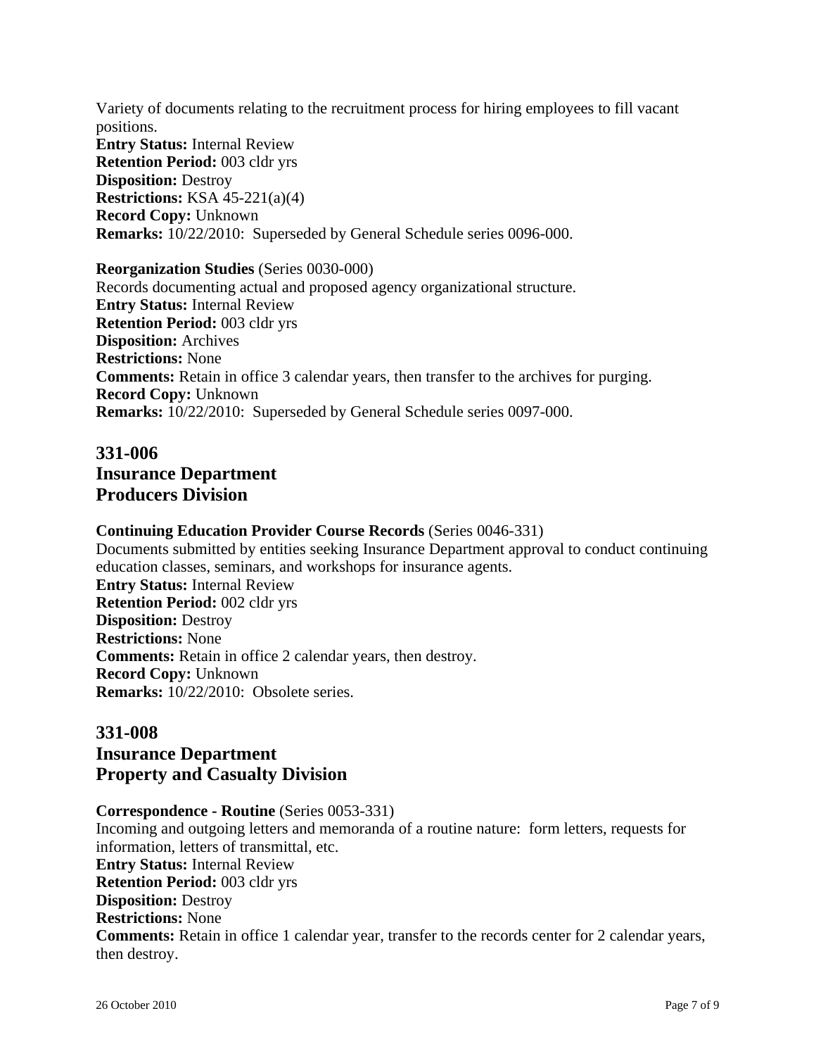Variety of documents relating to the recruitment process for hiring employees to fill vacant positions.
**Entry Status:** Internal Review
**Retention Period:** 003 cldr yrs
**Disposition:** Destroy
**Restrictions:** KSA 45-221(a)(4)
**Record Copy:** Unknown
**Remarks:** 10/22/2010: Superseded by General Schedule series 0096-000.

**Reorganization Studies** (Series 0030-000)
Records documenting actual and proposed agency organizational structure.
**Entry Status:** Internal Review
**Retention Period:** 003 cldr yrs
**Disposition:** Archives
**Restrictions:** None
**Comments:** Retain in office 3 calendar years, then transfer to the archives for purging.
**Record Copy:** Unknown
**Remarks:** 10/22/2010: Superseded by General Schedule series 0097-000.

## 331-006
## Insurance Department
## Producers Division

**Continuing Education Provider Course Records** (Series 0046-331)
Documents submitted by entities seeking Insurance Department approval to conduct continuing education classes, seminars, and workshops for insurance agents.
**Entry Status:** Internal Review
**Retention Period:** 002 cldr yrs
**Disposition:** Destroy
**Restrictions:** None
**Comments:** Retain in office 2 calendar years, then destroy.
**Record Copy:** Unknown
**Remarks:** 10/22/2010: Obsolete series.

## 331-008
## Insurance Department
## Property and Casualty Division

**Correspondence - Routine** (Series 0053-331)
Incoming and outgoing letters and memoranda of a routine nature: form letters, requests for information, letters of transmittal, etc.
**Entry Status:** Internal Review
**Retention Period:** 003 cldr yrs
**Disposition:** Destroy
**Restrictions:** None
**Comments:** Retain in office 1 calendar year, transfer to the records center for 2 calendar years, then destroy.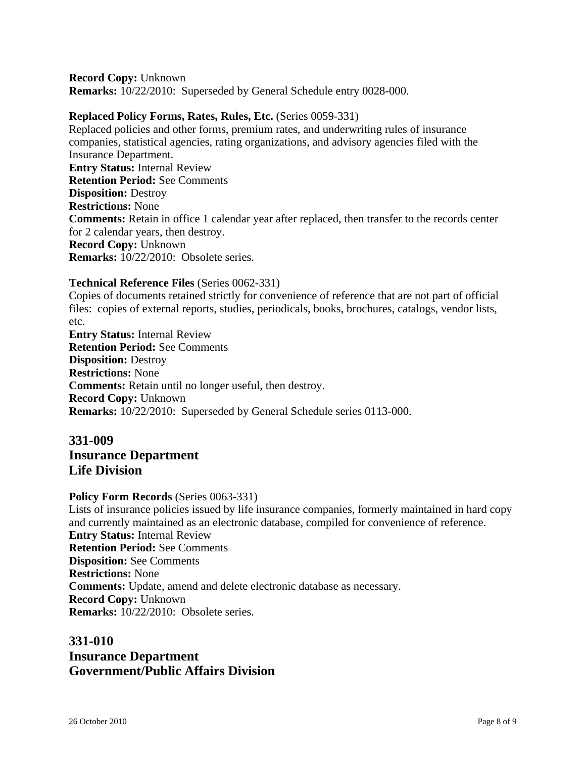**Record Copy:** Unknown
**Remarks:** 10/22/2010: Superseded by General Schedule entry 0028-000.

**Replaced Policy Forms, Rates, Rules, Etc.** (Series 0059-331)
Replaced policies and other forms, premium rates, and underwriting rules of insurance companies, statistical agencies, rating organizations, and advisory agencies filed with the Insurance Department.
**Entry Status:** Internal Review
**Retention Period:** See Comments
**Disposition:** Destroy
**Restrictions:** None
**Comments:** Retain in office 1 calendar year after replaced, then transfer to the records center for 2 calendar years, then destroy.
**Record Copy:** Unknown
**Remarks:** 10/22/2010: Obsolete series.

**Technical Reference Files** (Series 0062-331)
Copies of documents retained strictly for convenience of reference that are not part of official files: copies of external reports, studies, periodicals, books, brochures, catalogs, vendor lists, etc.
**Entry Status:** Internal Review
**Retention Period:** See Comments
**Disposition:** Destroy
**Restrictions:** None
**Comments:** Retain until no longer useful, then destroy.
**Record Copy:** Unknown
**Remarks:** 10/22/2010: Superseded by General Schedule series 0113-000.

## 331-009
## Insurance Department
## Life Division

**Policy Form Records** (Series 0063-331)
Lists of insurance policies issued by life insurance companies, formerly maintained in hard copy and currently maintained as an electronic database, compiled for convenience of reference.
**Entry Status:** Internal Review
**Retention Period:** See Comments
**Disposition:** See Comments
**Restrictions:** None
**Comments:** Update, amend and delete electronic database as necessary.
**Record Copy:** Unknown
**Remarks:** 10/22/2010: Obsolete series.

## 331-010
## Insurance Department
## Government/Public Affairs Division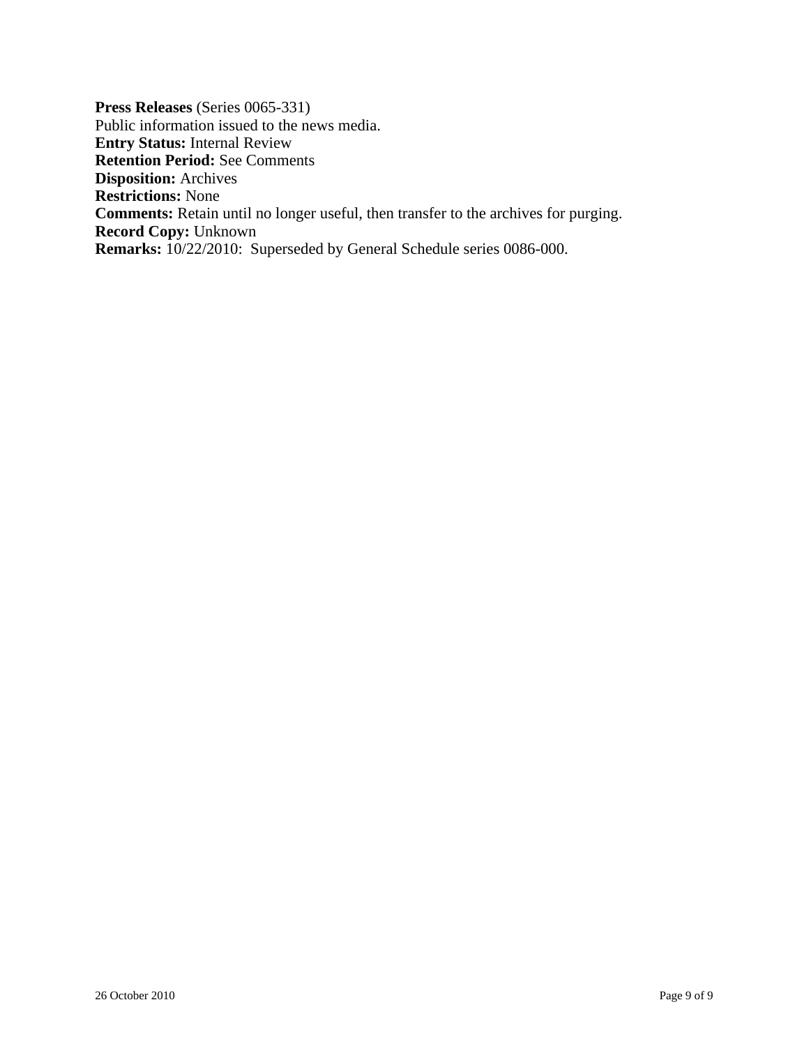**Press Releases** (Series 0065-331)
Public information issued to the news media.
**Entry Status:** Internal Review
**Retention Period:** See Comments
**Disposition:** Archives
**Restrictions:** None
**Comments:** Retain until no longer useful, then transfer to the archives for purging.
**Record Copy:** Unknown
**Remarks:** 10/22/2010: Superseded by General Schedule series 0086-000.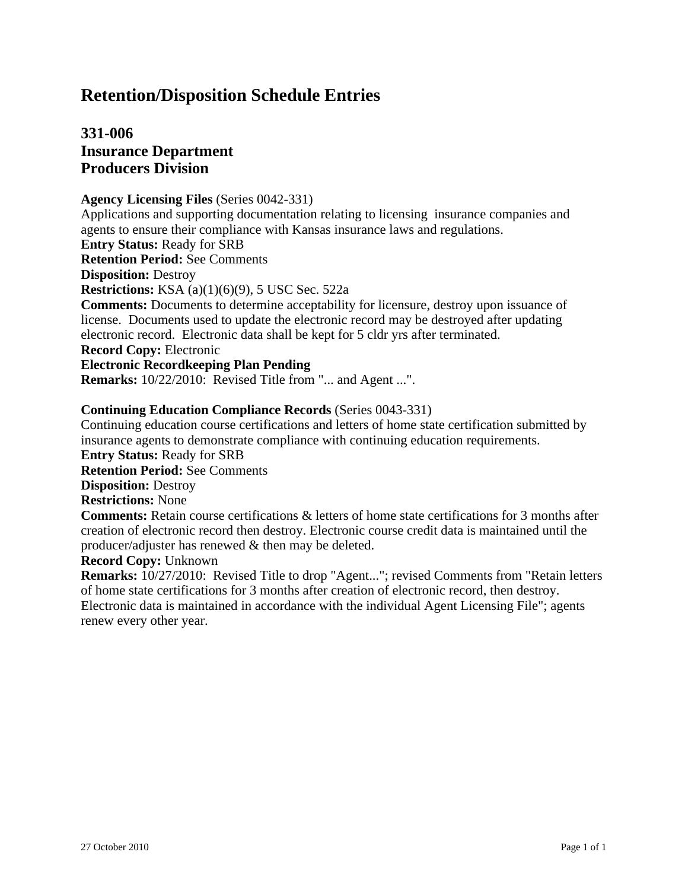# Retention/Disposition Schedule Entries

## 331-006
## Insurance Department
## Producers Division

**Agency Licensing Files** (Series 0042-331)
Applications and supporting documentation relating to licensing insurance companies and agents to ensure their compliance with Kansas insurance laws and regulations.
**Entry Status:** Ready for SRB
**Retention Period:** See Comments
**Disposition:** Destroy
**Restrictions:** KSA (a)(1)(6)(9), 5 USC Sec. 522a
**Comments:** Documents to determine acceptability for licensure, destroy upon issuance of license. Documents used to update the electronic record may be destroyed after updating electronic record. Electronic data shall be kept for 5 cldr yrs after terminated.
**Record Copy:** Electronic
**Electronic Recordkeeping Plan Pending**
**Remarks:** 10/22/2010: Revised Title from "... and Agent ...".

**Continuing Education Compliance Records** (Series 0043-331)
Continuing education course certifications and letters of home state certification submitted by insurance agents to demonstrate compliance with continuing education requirements.
**Entry Status:** Ready for SRB
**Retention Period:** See Comments
**Disposition:** Destroy
**Restrictions:** None
**Comments:** Retain course certifications & letters of home state certifications for 3 months after creation of electronic record then destroy. Electronic course credit data is maintained until the producer/adjuster has renewed & then may be deleted.
**Record Copy:** Unknown
**Remarks:** 10/27/2010: Revised Title to drop "Agent..."; revised Comments from "Retain letters of home state certifications for 3 months after creation of electronic record, then destroy. Electronic data is maintained in accordance with the individual Agent Licensing File"; agents renew every other year.

27 October 2010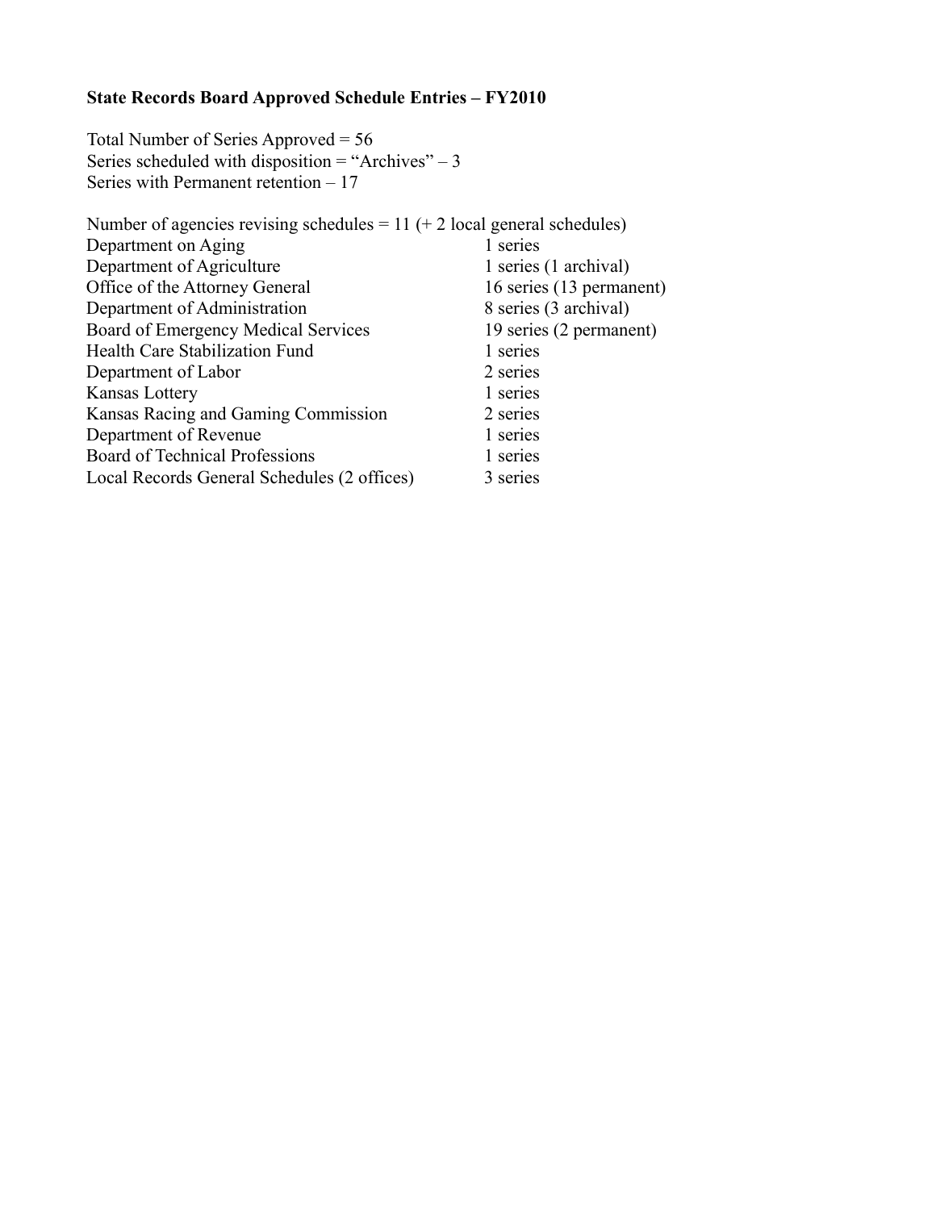**State Records Board Approved Schedule Entries – FY2010**

Total Number of Series Approved = 56
Series scheduled with disposition = "Archives" – 3
Series with Permanent retention – 17

Number of agencies revising schedules = 11 (+ 2 local general schedules)

| | |
|---|---|
| Department on Aging | 1 series |
| Department of Agriculture | 1 series (1 archival) |
| Office of the Attorney General | 16 series (13 permanent) |
| Department of Administration | 8 series (3 archival) |
| Board of Emergency Medical Services | 19 series (2 permanent) |
| Health Care Stabilization Fund | 1 series |
| Department of Labor | 2 series |
| Kansas Lottery | 1 series |
| Kansas Racing and Gaming Commission | 2 series |
| Department of Revenue | 1 series |
| Board of Technical Professions | 1 series |
| Local Records General Schedules (2 offices) | 3 series |